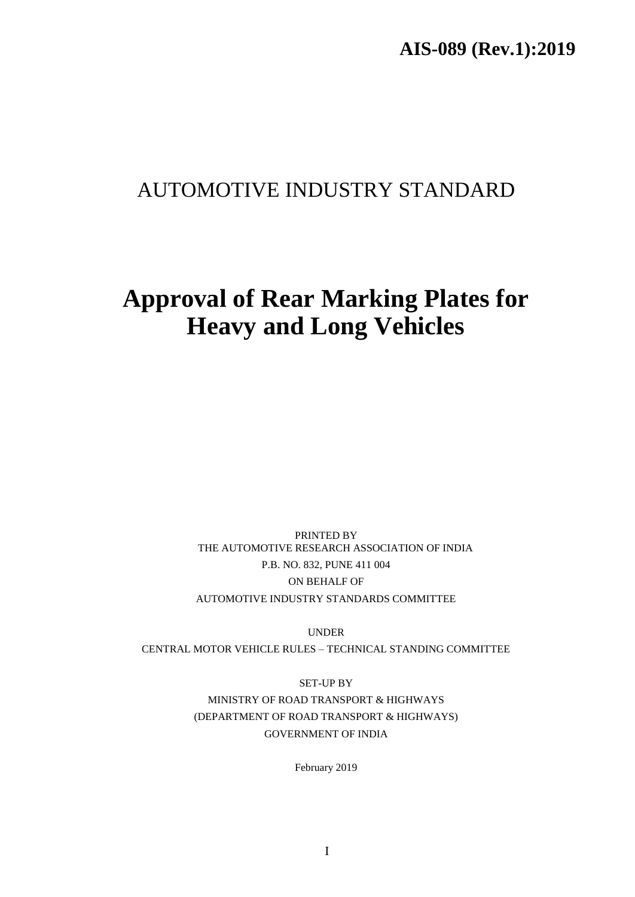**AIS-089 (Rev.1):2019**

# AUTOMOTIVE INDUSTRY STANDARD

# Approval of Rear Marking Plates for Heavy and Long Vehicles

PRINTED BY
THE AUTOMOTIVE RESEARCH ASSOCIATION OF INDIA
P.B. NO. 832, PUNE 411 004
ON BEHALF OF
AUTOMOTIVE INDUSTRY STANDARDS COMMITTEE

UNDER
CENTRAL MOTOR VEHICLE RULES – TECHNICAL STANDING COMMITTEE

SET-UP BY
MINISTRY OF ROAD TRANSPORT & HIGHWAYS
(DEPARTMENT OF ROAD TRANSPORT & HIGHWAYS)
GOVERNMENT OF INDIA

February 2019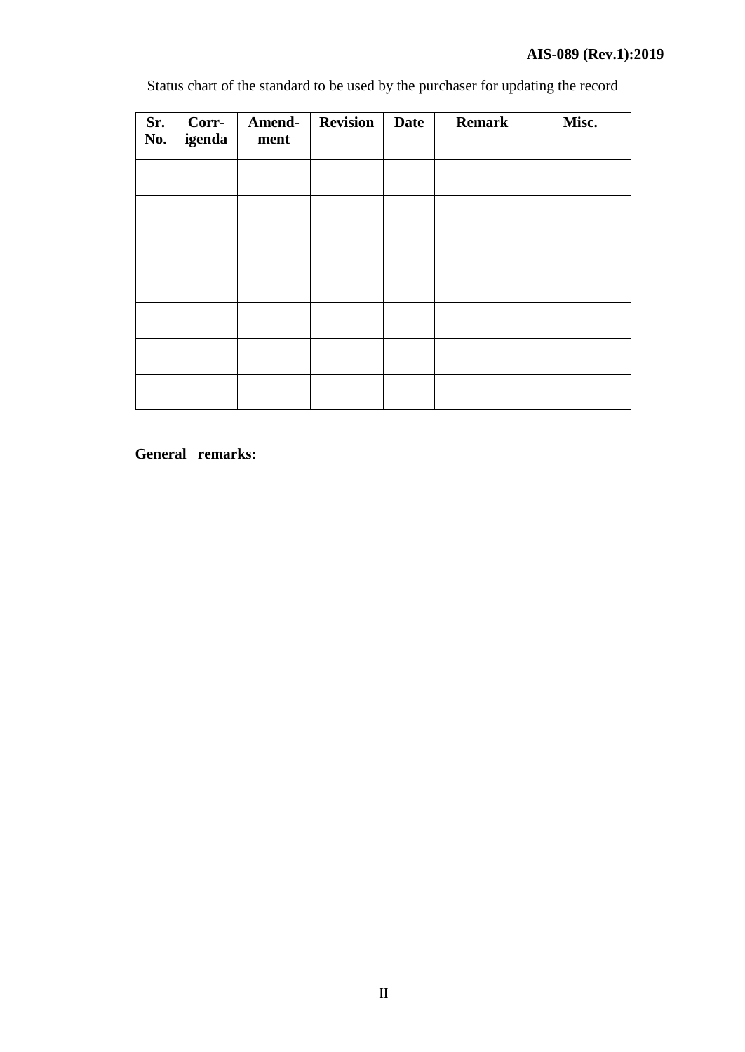Status chart of the standard to be used by the purchaser for updating the record

| Sr. No. | Corr-igenda | Amend-ment | Revision | Date | Remark | Misc. |
|---|---|---|---|---|---|---|
| | | | | | | |
| | | | | | | |
| | | | | | | |
| | | | | | | |
| | | | | | | |
| | | | | | | |
| | | | | | | |

**General remarks:**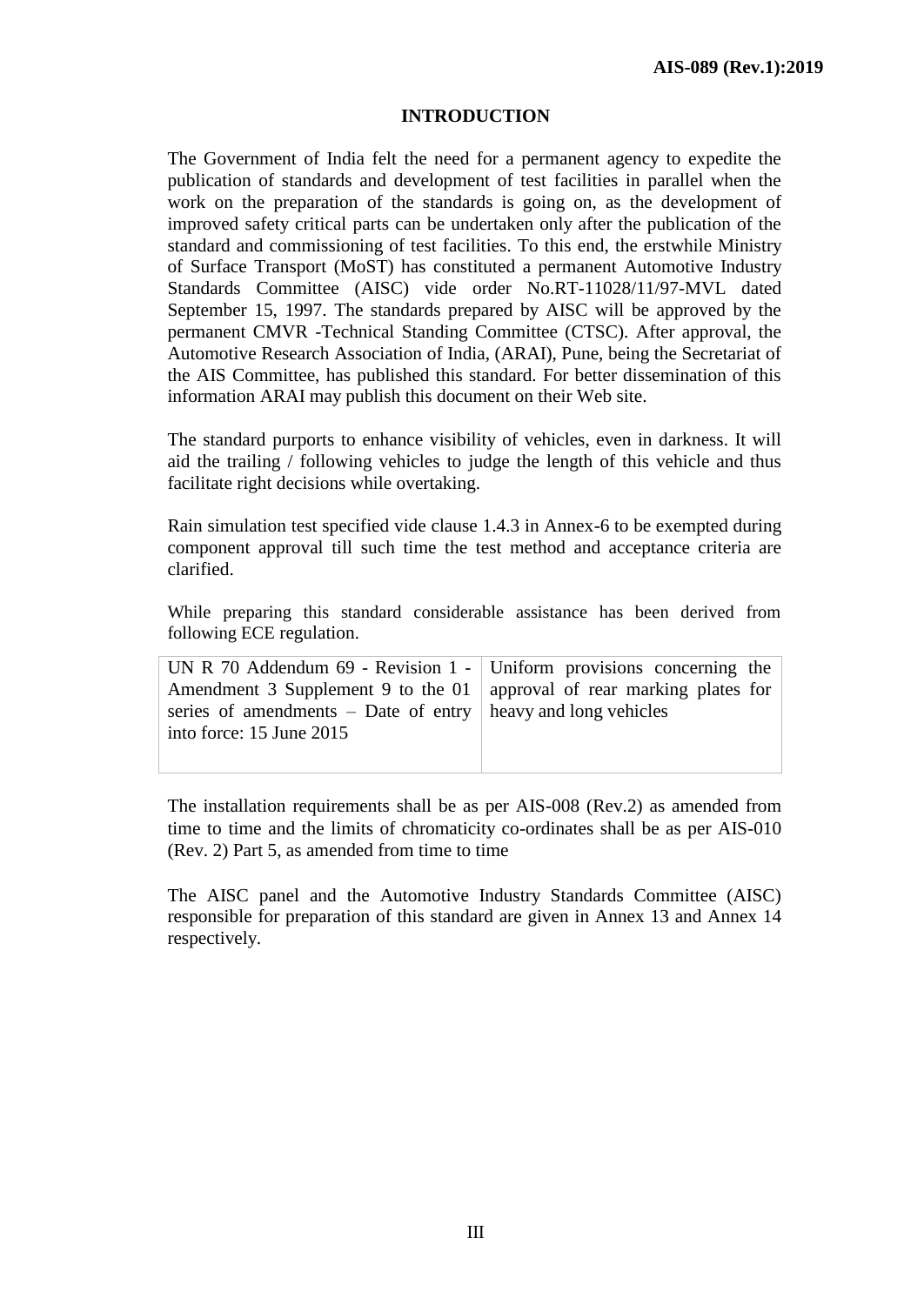# INTRODUCTION

The Government of India felt the need for a permanent agency to expedite the publication of standards and development of test facilities in parallel when the work on the preparation of the standards is going on, as the development of improved safety critical parts can be undertaken only after the publication of the standard and commissioning of test facilities. To this end, the erstwhile Ministry of Surface Transport (MoST) has constituted a permanent Automotive Industry Standards Committee (AISC) vide order No.RT-11028/11/97-MVL dated September 15, 1997. The standards prepared by AISC will be approved by the permanent CMVR -Technical Standing Committee (CTSC). After approval, the Automotive Research Association of India, (ARAI), Pune, being the Secretariat of the AIS Committee, has published this standard. For better dissemination of this information ARAI may publish this document on their Web site.

The standard purports to enhance visibility of vehicles, even in darkness. It will aid the trailing / following vehicles to judge the length of this vehicle and thus facilitate right decisions while overtaking.

Rain simulation test specified vide clause 1.4.3 in Annex-6 to be exempted during component approval till such time the test method and acceptance criteria are clarified.

While preparing this standard considerable assistance has been derived from following ECE regulation.

| | |
|---|---|
| UN R 70 Addendum 69 - Revision 1 - Amendment 3 Supplement 9 to the 01 series of amendments – Date of entry into force: 15 June 2015 | Uniform provisions concerning the approval of rear marking plates for heavy and long vehicles |

The installation requirements shall be as per AIS-008 (Rev.2) as amended from time to time and the limits of chromaticity co-ordinates shall be as per AIS-010 (Rev. 2) Part 5, as amended from time to time

The AISC panel and the Automotive Industry Standards Committee (AISC) responsible for preparation of this standard are given in Annex 13 and Annex 14 respectively.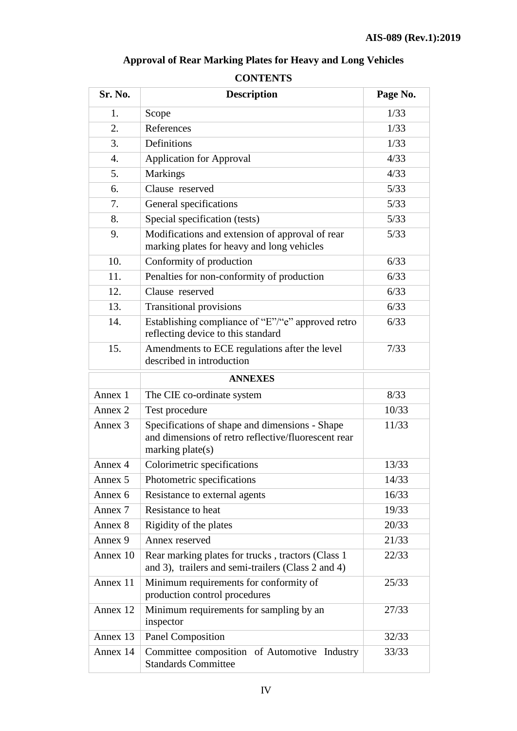**AIS-089 (Rev.1):2019**

## Approval of Rear Marking Plates for Heavy and Long Vehicles

### CONTENTS

| Sr. No. | Description | Page No. |
|---|---|---|
| 1. | Scope | 1/33 |
| 2. | References | 1/33 |
| 3. | Definitions | 1/33 |
| 4. | Application for Approval | 4/33 |
| 5. | Markings | 4/33 |
| 6. | Clause reserved | 5/33 |
| 7. | General specifications | 5/33 |
| 8. | Special specification (tests) | 5/33 |
| 9. | Modifications and extension of approval of rear marking plates for heavy and long vehicles | 5/33 |
| 10. | Conformity of production | 6/33 |
| 11. | Penalties for non-conformity of production | 6/33 |
| 12. | Clause reserved | 6/33 |
| 13. | Transitional provisions | 6/33 |
| 14. | Establishing compliance of "E"/"e" approved retro reflecting device to this standard | 6/33 |
| 15. | Amendments to ECE regulations after the level described in introduction | 7/33 |
| | **ANNEXES** | |
| Annex 1 | The CIE co-ordinate system | 8/33 |
| Annex 2 | Test procedure | 10/33 |
| Annex 3 | Specifications of shape and dimensions - Shape and dimensions of retro reflective/fluorescent rear marking plate(s) | 11/33 |
| Annex 4 | Colorimetric specifications | 13/33 |
| Annex 5 | Photometric specifications | 14/33 |
| Annex 6 | Resistance to external agents | 16/33 |
| Annex 7 | Resistance to heat | 19/33 |
| Annex 8 | Rigidity of the plates | 20/33 |
| Annex 9 | Annex reserved | 21/33 |
| Annex 10 | Rear marking plates for trucks , tractors (Class 1 and 3), trailers and semi-trailers (Class 2 and 4) | 22/33 |
| Annex 11 | Minimum requirements for conformity of production control procedures | 25/33 |
| Annex 12 | Minimum requirements for sampling by an inspector | 27/33 |
| Annex 13 | Panel Composition | 32/33 |
| Annex 14 | Committee composition of Automotive Industry Standards Committee | 33/33 |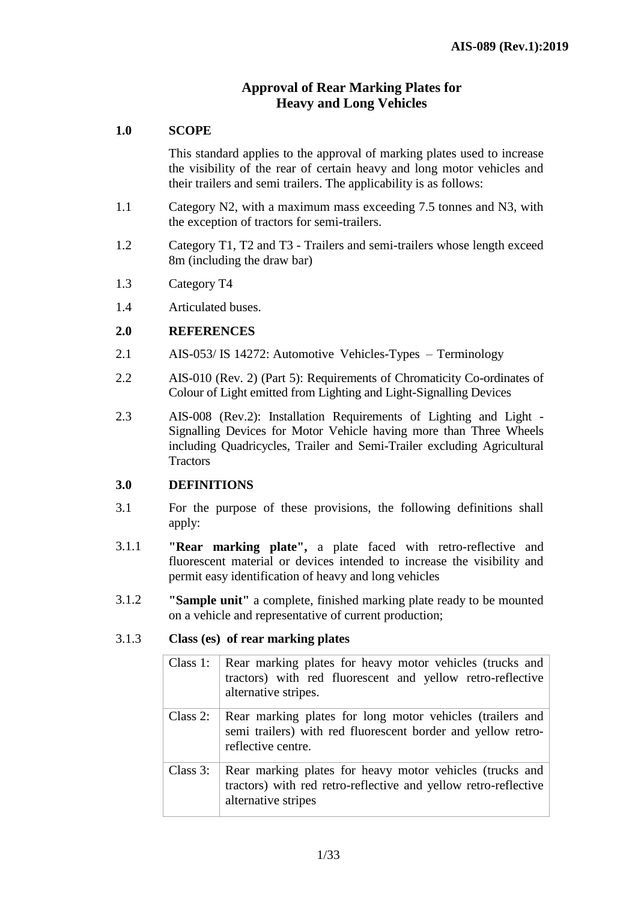# Approval of Rear Marking Plates for Heavy and Long Vehicles

## 1.0 SCOPE

This standard applies to the approval of marking plates used to increase the visibility of the rear of certain heavy and long motor vehicles and their trailers and semi trailers. The applicability is as follows:

1.1 Category N2, with a maximum mass exceeding 7.5 tonnes and N3, with the exception of tractors for semi-trailers.

1.2 Category T1, T2 and T3 - Trailers and semi-trailers whose length exceed 8m (including the draw bar)

1.3 Category T4

1.4 Articulated buses.

## 2.0 REFERENCES

2.1 AIS-053/ IS 14272: Automotive Vehicles-Types – Terminology

2.2 AIS-010 (Rev. 2) (Part 5): Requirements of Chromaticity Co-ordinates of Colour of Light emitted from Lighting and Light-Signalling Devices

2.3 AIS-008 (Rev.2): Installation Requirements of Lighting and Light - Signalling Devices for Motor Vehicle having more than Three Wheels including Quadricycles, Trailer and Semi-Trailer excluding Agricultural Tractors

## 3.0 DEFINITIONS

3.1 For the purpose of these provisions, the following definitions shall apply:

3.1.1 **"Rear marking plate",** a plate faced with retro-reflective and fluorescent material or devices intended to increase the visibility and permit easy identification of heavy and long vehicles

3.1.2 **"Sample unit"** a complete, finished marking plate ready to be mounted on a vehicle and representative of current production;

3.1.3 **Class (es) of rear marking plates**

| | |
|---|---|
| Class 1: | Rear marking plates for heavy motor vehicles (trucks and tractors) with red fluorescent and yellow retro-reflective alternative stripes. |
| Class 2: | Rear marking plates for long motor vehicles (trailers and semi trailers) with red fluorescent border and yellow retro-reflective centre. |
| Class 3: | Rear marking plates for heavy motor vehicles (trucks and tractors) with red retro-reflective and yellow retro-reflective alternative stripes |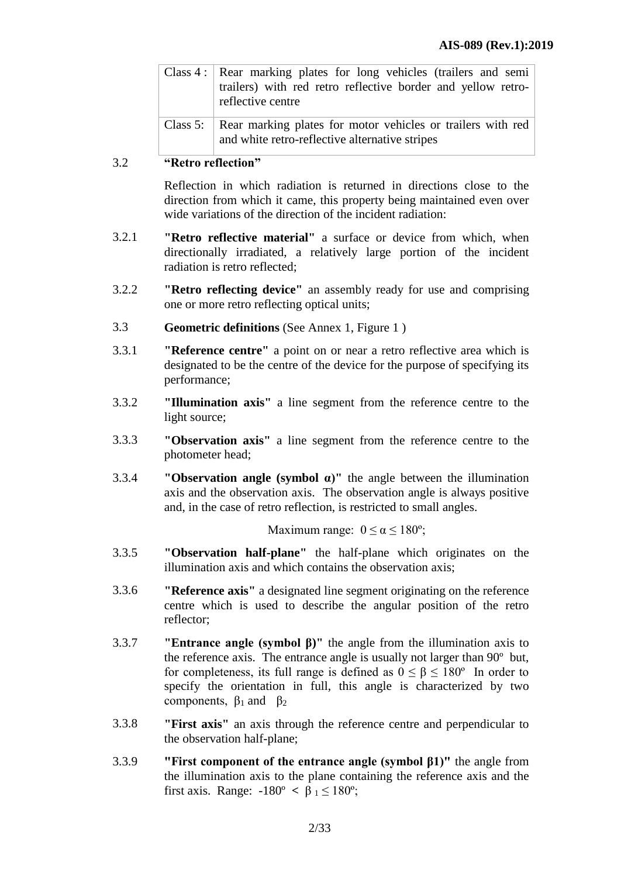| Class 4 : | Rear marking plates for long vehicles (trailers and semi trailers) with red retro reflective border and yellow retro-reflective centre |
|---|---|
| Class 5: | Rear marking plates for motor vehicles or trailers with red and white retro-reflective alternative stripes |

3.2 **"Retro reflection"**

Reflection in which radiation is returned in directions close to the direction from which it came, this property being maintained even over wide variations of the direction of the incident radiation:

3.2.1 **"Retro reflective material"** a surface or device from which, when directionally irradiated, a relatively large portion of the incident radiation is retro reflected;

3.2.2 **"Retro reflecting device"** an assembly ready for use and comprising one or more retro reflecting optical units;

3.3 **Geometric definitions** (See Annex 1, Figure 1 )

3.3.1 **"Reference centre"** a point on or near a retro reflective area which is designated to be the centre of the device for the purpose of specifying its performance;

3.3.2 **"Illumination axis"** a line segment from the reference centre to the light source;

3.3.3 **"Observation axis"** a line segment from the reference centre to the photometer head;

3.3.4 **"Observation angle (symbol α)"** the angle between the illumination axis and the observation axis. The observation angle is always positive and, in the case of retro reflection, is restricted to small angles.

Maximum range: $0 \leq \alpha \leq 180°$;

3.3.5 **"Observation half-plane"** the half-plane which originates on the illumination axis and which contains the observation axis;

3.3.6 **"Reference axis"** a designated line segment originating on the reference centre which is used to describe the angular position of the retro reflector;

3.3.7 **"Entrance angle (symbol β)"** the angle from the illumination axis to the reference axis. The entrance angle is usually not larger than 90º but, for completeness, its full range is defined as $0 \leq \beta \leq 180°$ In order to specify the orientation in full, this angle is characterized by two components, $\beta_1$ and $\beta_2$

3.3.8 **"First axis"** an axis through the reference centre and perpendicular to the observation half-plane;

3.3.9 **"First component of the entrance angle (symbol β1)"** the angle from the illumination axis to the plane containing the reference axis and the first axis. Range: $-180° < \beta_1 \leq 180°$;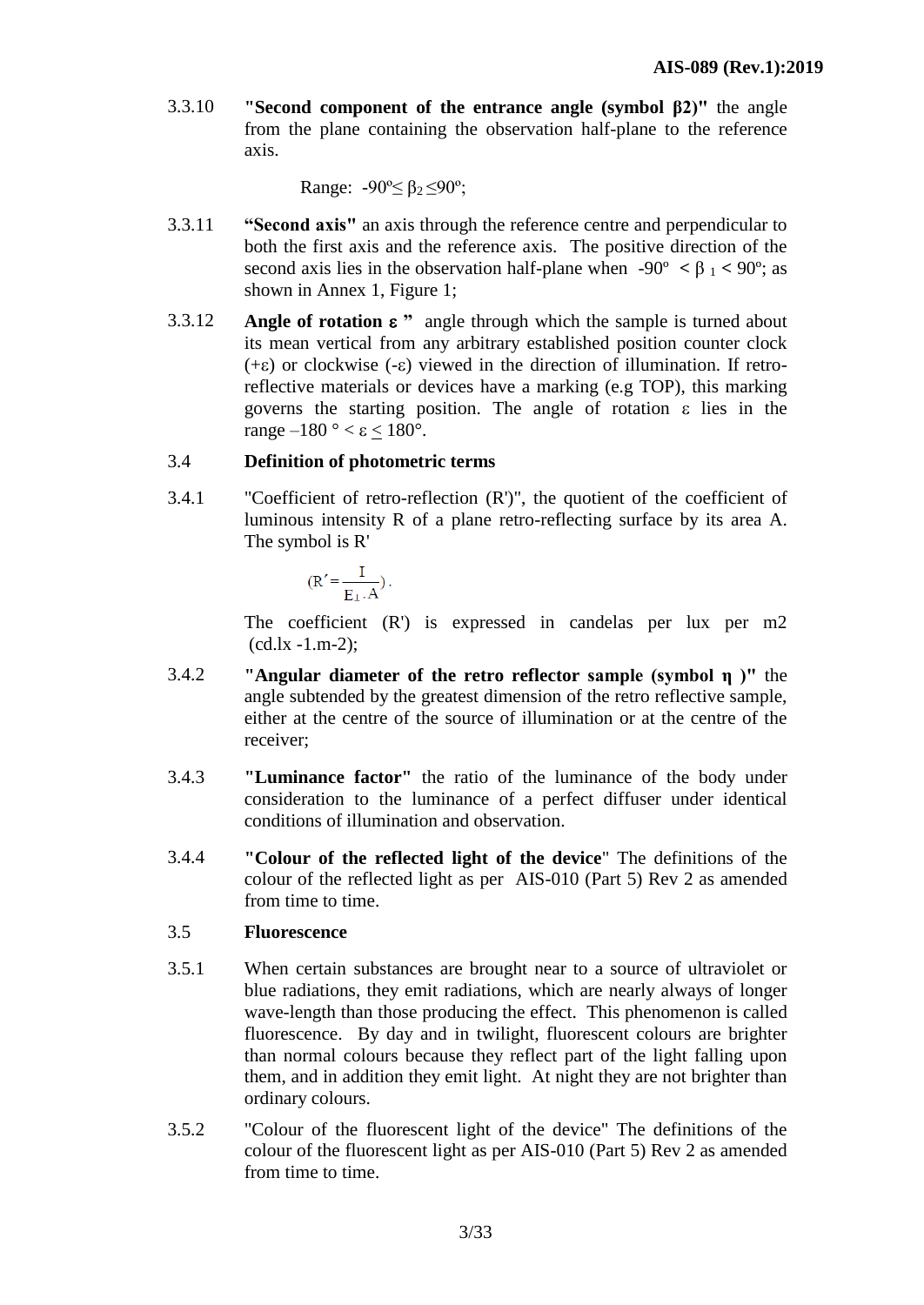3.3.10 **"Second component of the entrance angle (symbol β2)"** the angle from the plane containing the observation half-plane to the reference axis.

Range: $-90º \leq \beta_2 \leq 90º$;

3.3.11 **"Second axis"** an axis through the reference centre and perpendicular to both the first axis and the reference axis. The positive direction of the second axis lies in the observation half-plane when $-90º < \beta_1 < 90º$; as shown in Annex 1, Figure 1;

3.3.12 **Angle of rotation ε "** angle through which the sample is turned about its mean vertical from any arbitrary established position counter clock (+ε) or clockwise (-ε) viewed in the direction of illumination. If retro-reflective materials or devices have a marking (e.g TOP), this marking governs the starting position. The angle of rotation ε lies in the range $-180° < \varepsilon \leq 180°$.

3.4 **Definition of photometric terms**

3.4.1 "Coefficient of retro-reflection (R')", the quotient of the coefficient of luminous intensity R of a plane retro-reflecting surface by its area A. The symbol is R'

$$(R' = \frac{I}{E_{\perp} \cdot A}).$$

The coefficient (R') is expressed in candelas per lux per m2 (cd.lx -1.m-2);

3.4.2 **"Angular diameter of the retro reflector sample (symbol η )"** the angle subtended by the greatest dimension of the retro reflective sample, either at the centre of the source of illumination or at the centre of the receiver;

3.4.3 **"Luminance factor"** the ratio of the luminance of the body under consideration to the luminance of a perfect diffuser under identical conditions of illumination and observation.

3.4.4 **"Colour of the reflected light of the device**" The definitions of the colour of the reflected light as per AIS-010 (Part 5) Rev 2 as amended from time to time.

3.5 **Fluorescence**

3.5.1 When certain substances are brought near to a source of ultraviolet or blue radiations, they emit radiations, which are nearly always of longer wave-length than those producing the effect. This phenomenon is called fluorescence. By day and in twilight, fluorescent colours are brighter than normal colours because they reflect part of the light falling upon them, and in addition they emit light. At night they are not brighter than ordinary colours.

3.5.2 "Colour of the fluorescent light of the device" The definitions of the colour of the fluorescent light as per AIS-010 (Part 5) Rev 2 as amended from time to time.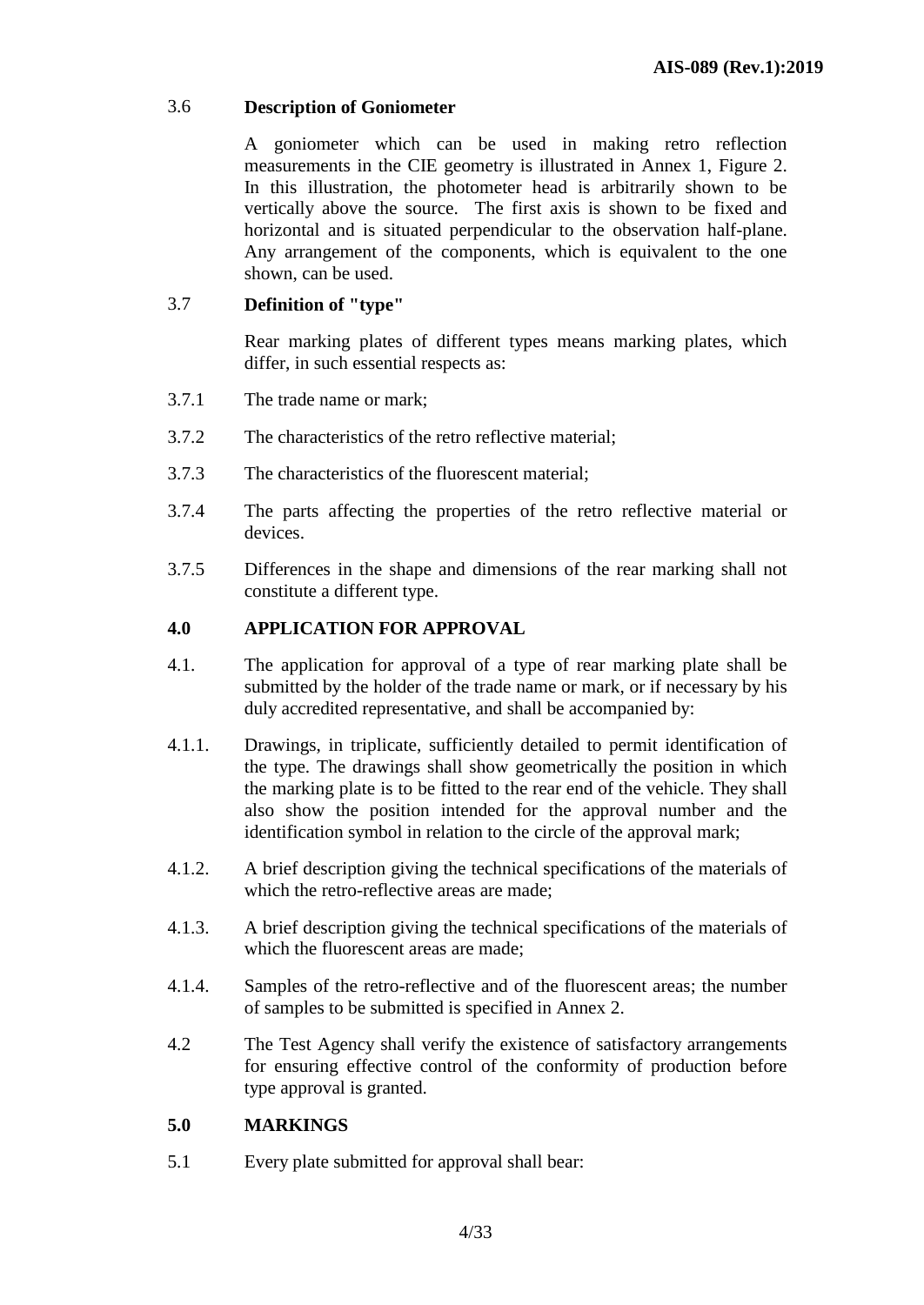### 3.6 Description of Goniometer

A goniometer which can be used in making retro reflection measurements in the CIE geometry is illustrated in Annex 1, Figure 2. In this illustration, the photometer head is arbitrarily shown to be vertically above the source. The first axis is shown to be fixed and horizontal and is situated perpendicular to the observation half-plane. Any arrangement of the components, which is equivalent to the one shown, can be used.

### 3.7 Definition of "type"

Rear marking plates of different types means marking plates, which differ, in such essential respects as:

3.7.1 The trade name or mark;

3.7.2 The characteristics of the retro reflective material;

3.7.3 The characteristics of the fluorescent material;

3.7.4 The parts affecting the properties of the retro reflective material or devices.

3.7.5 Differences in the shape and dimensions of the rear marking shall not constitute a different type.

## 4.0 APPLICATION FOR APPROVAL

4.1. The application for approval of a type of rear marking plate shall be submitted by the holder of the trade name or mark, or if necessary by his duly accredited representative, and shall be accompanied by:

4.1.1. Drawings, in triplicate, sufficiently detailed to permit identification of the type. The drawings shall show geometrically the position in which the marking plate is to be fitted to the rear end of the vehicle. They shall also show the position intended for the approval number and the identification symbol in relation to the circle of the approval mark;

4.1.2. A brief description giving the technical specifications of the materials of which the retro-reflective areas are made;

4.1.3. A brief description giving the technical specifications of the materials of which the fluorescent areas are made;

4.1.4. Samples of the retro-reflective and of the fluorescent areas; the number of samples to be submitted is specified in Annex 2.

4.2 The Test Agency shall verify the existence of satisfactory arrangements for ensuring effective control of the conformity of production before type approval is granted.

## 5.0 MARKINGS

5.1 Every plate submitted for approval shall bear: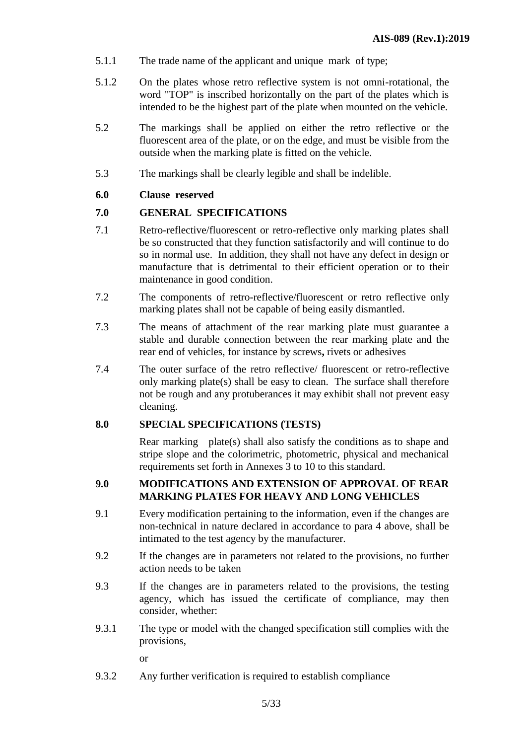5.1.1 The trade name of the applicant and unique mark of type;

5.1.2 On the plates whose retro reflective system is not omni-rotational, the word "TOP" is inscribed horizontally on the part of the plates which is intended to be the highest part of the plate when mounted on the vehicle.

5.2 The markings shall be applied on either the retro reflective or the fluorescent area of the plate, or on the edge, and must be visible from the outside when the marking plate is fitted on the vehicle.

5.3 The markings shall be clearly legible and shall be indelible.

**6.0 Clause reserved**

**7.0 GENERAL SPECIFICATIONS**

7.1 Retro-reflective/fluorescent or retro-reflective only marking plates shall be so constructed that they function satisfactorily and will continue to do so in normal use. In addition, they shall not have any defect in design or manufacture that is detrimental to their efficient operation or to their maintenance in good condition.

7.2 The components of retro-reflective/fluorescent or retro reflective only marking plates shall not be capable of being easily dismantled.

7.3 The means of attachment of the rear marking plate must guarantee a stable and durable connection between the rear marking plate and the rear end of vehicles, for instance by screws**,** rivets or adhesives

7.4 The outer surface of the retro reflective/ fluorescent or retro-reflective only marking plate(s) shall be easy to clean. The surface shall therefore not be rough and any protuberances it may exhibit shall not prevent easy cleaning.

**8.0 SPECIAL SPECIFICATIONS (TESTS)**

Rear marking plate(s) shall also satisfy the conditions as to shape and stripe slope and the colorimetric, photometric, physical and mechanical requirements set forth in Annexes 3 to 10 to this standard.

**9.0 MODIFICATIONS AND EXTENSION OF APPROVAL OF REAR MARKING PLATES FOR HEAVY AND LONG VEHICLES**

9.1 Every modification pertaining to the information, even if the changes are non-technical in nature declared in accordance to para 4 above, shall be intimated to the test agency by the manufacturer.

9.2 If the changes are in parameters not related to the provisions, no further action needs to be taken

9.3 If the changes are in parameters related to the provisions, the testing agency, which has issued the certificate of compliance, may then consider, whether:

9.3.1 The type or model with the changed specification still complies with the provisions,

or

9.3.2 Any further verification is required to establish compliance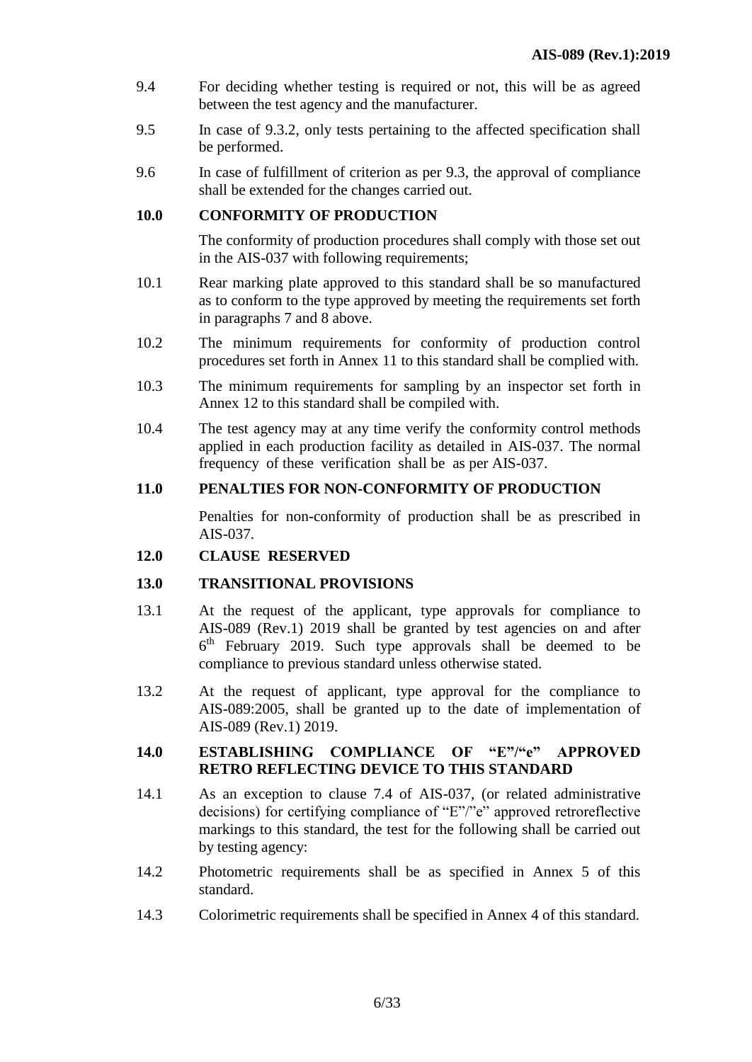9.4 For deciding whether testing is required or not, this will be as agreed between the test agency and the manufacturer.

9.5 In case of 9.3.2, only tests pertaining to the affected specification shall be performed.

9.6 In case of fulfillment of criterion as per 9.3, the approval of compliance shall be extended for the changes carried out.

## 10.0 CONFORMITY OF PRODUCTION

The conformity of production procedures shall comply with those set out in the AIS-037 with following requirements;

10.1 Rear marking plate approved to this standard shall be so manufactured as to conform to the type approved by meeting the requirements set forth in paragraphs 7 and 8 above.

10.2 The minimum requirements for conformity of production control procedures set forth in Annex 11 to this standard shall be complied with.

10.3 The minimum requirements for sampling by an inspector set forth in Annex 12 to this standard shall be compiled with.

10.4 The test agency may at any time verify the conformity control methods applied in each production facility as detailed in AIS-037. The normal frequency of these verification shall be as per AIS-037.

## 11.0 PENALTIES FOR NON-CONFORMITY OF PRODUCTION

Penalties for non-conformity of production shall be as prescribed in AIS-037.

## 12.0 CLAUSE RESERVED

## 13.0 TRANSITIONAL PROVISIONS

13.1 At the request of the applicant, type approvals for compliance to AIS-089 (Rev.1) 2019 shall be granted by test agencies on and after 6th February 2019. Such type approvals shall be deemed to be compliance to previous standard unless otherwise stated.

13.2 At the request of applicant, type approval for the compliance to AIS-089:2005, shall be granted up to the date of implementation of AIS-089 (Rev.1) 2019.

## 14.0 ESTABLISHING COMPLIANCE OF "E"/"e" APPROVED RETRO REFLECTING DEVICE TO THIS STANDARD

14.1 As an exception to clause 7.4 of AIS-037, (or related administrative decisions) for certifying compliance of "E"/"e" approved retroreflective markings to this standard, the test for the following shall be carried out by testing agency:

14.2 Photometric requirements shall be as specified in Annex 5 of this standard.

14.3 Colorimetric requirements shall be specified in Annex 4 of this standard.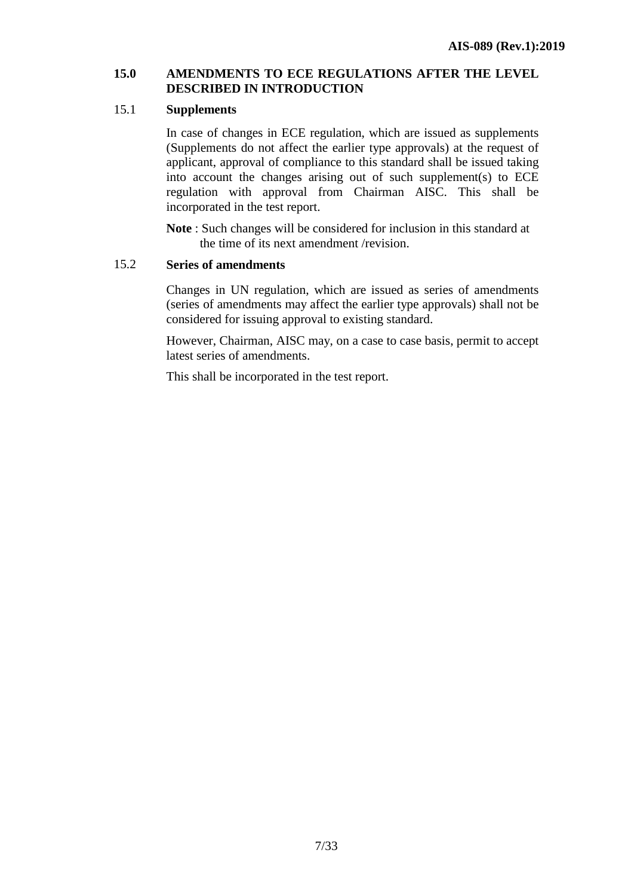## 15.0 AMENDMENTS TO ECE REGULATIONS AFTER THE LEVEL DESCRIBED IN INTRODUCTION

### 15.1 Supplements

In case of changes in ECE regulation, which are issued as supplements (Supplements do not affect the earlier type approvals) at the request of applicant, approval of compliance to this standard shall be issued taking into account the changes arising out of such supplement(s) to ECE regulation with approval from Chairman AISC. This shall be incorporated in the test report.

**Note** : Such changes will be considered for inclusion in this standard at the time of its next amendment /revision.

### 15.2 Series of amendments

Changes in UN regulation, which are issued as series of amendments (series of amendments may affect the earlier type approvals) shall not be considered for issuing approval to existing standard.

However, Chairman, AISC may, on a case to case basis, permit to accept latest series of amendments.

This shall be incorporated in the test report.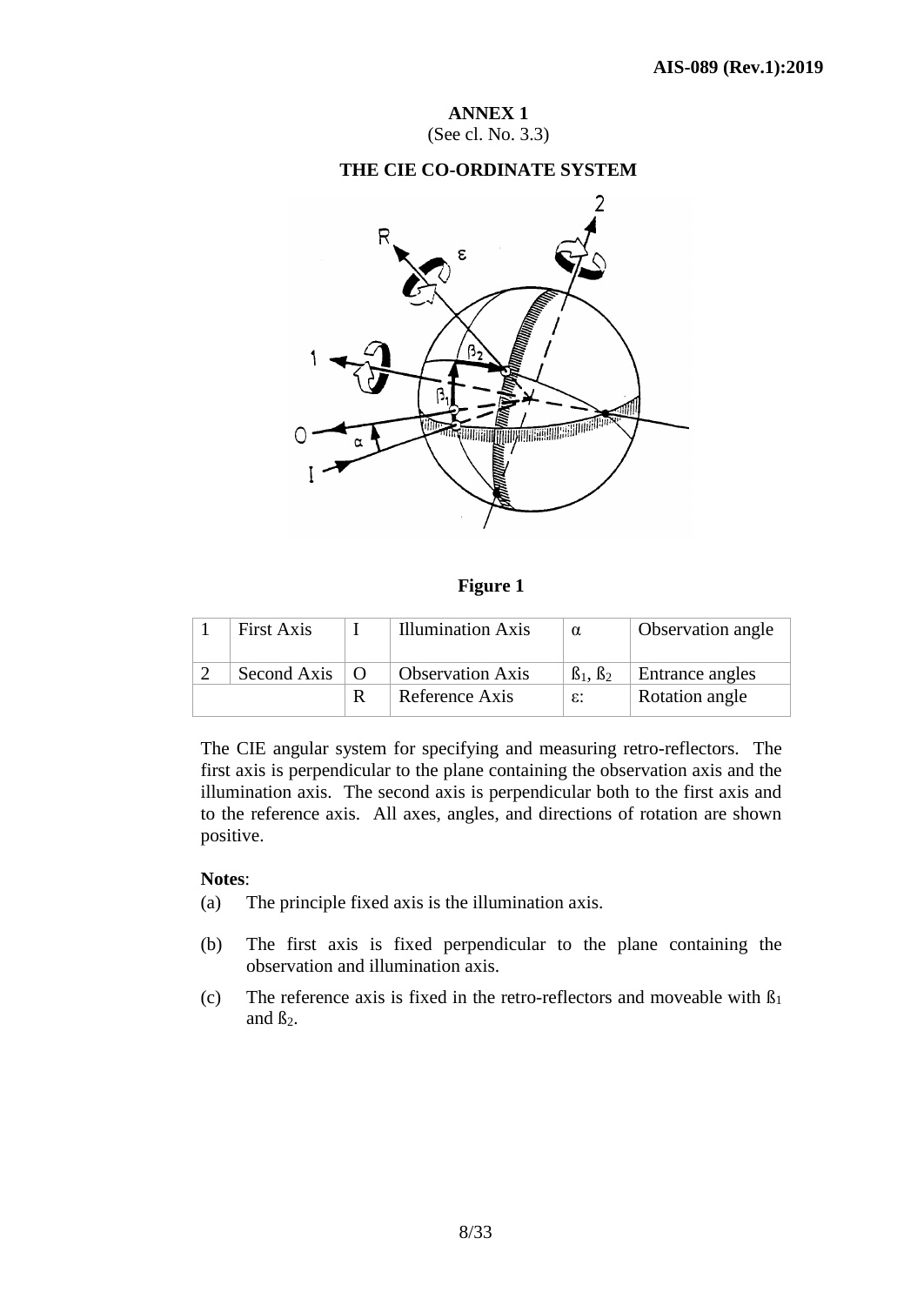# ANNEX 1

(See cl. No. 3.3)

## THE CIE CO-ORDINATE SYSTEM

**Figure 1**

| 1 | First Axis | I | Illumination Axis | $\alpha$ | Observation angle |
|---|---|---|---|---|---|
| 2 | Second Axis | O | Observation Axis | $ß_1$, $ß_2$ | Entrance angles |
| | | R | Reference Axis | $\varepsilon$: | Rotation angle |

The CIE angular system for specifying and measuring retro-reflectors. The first axis is perpendicular to the plane containing the observation axis and the illumination axis. The second axis is perpendicular both to the first axis and to the reference axis. All axes, angles, and directions of rotation are shown positive.

**Notes**:

(a) The principle fixed axis is the illumination axis.

(b) The first axis is fixed perpendicular to the plane containing the observation and illumination axis.

(c) The reference axis is fixed in the retro-reflectors and moveable with $ß_1$ and $ß_2$.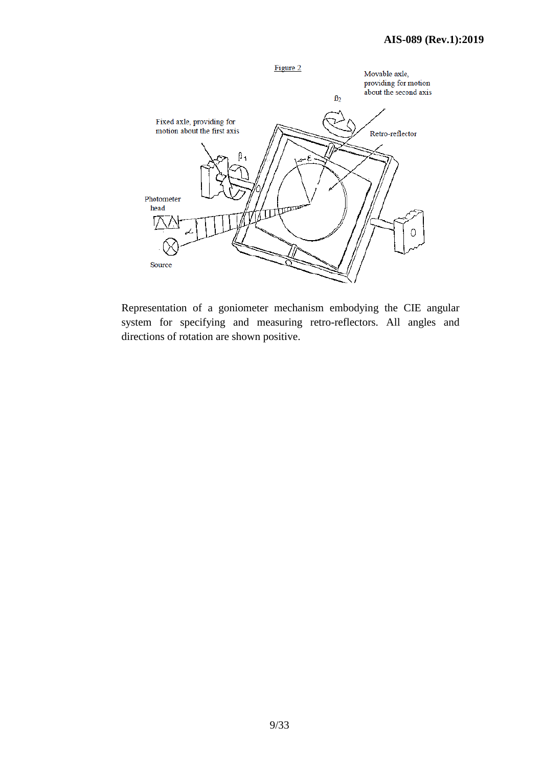Figure 2

Representation of a goniometer mechanism embodying the CIE angular system for specifying and measuring retro-reflectors. All angles and directions of rotation are shown positive.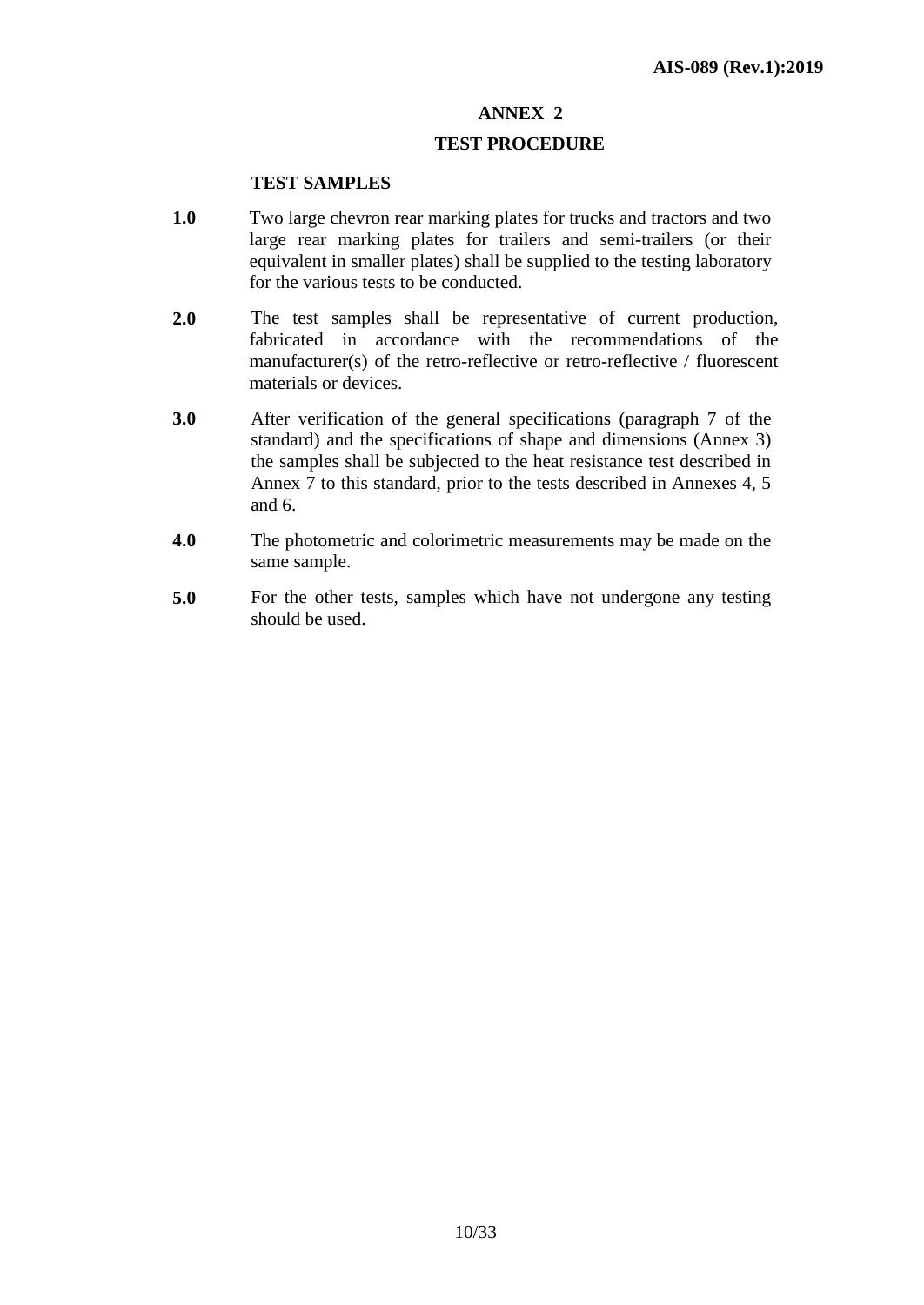# ANNEX 2

## TEST PROCEDURE

### TEST SAMPLES

**1.0** Two large chevron rear marking plates for trucks and tractors and two large rear marking plates for trailers and semi-trailers (or their equivalent in smaller plates) shall be supplied to the testing laboratory for the various tests to be conducted.

**2.0** The test samples shall be representative of current production, fabricated in accordance with the recommendations of the manufacturer(s) of the retro-reflective or retro-reflective / fluorescent materials or devices.

**3.0** After verification of the general specifications (paragraph 7 of the standard) and the specifications of shape and dimensions (Annex 3) the samples shall be subjected to the heat resistance test described in Annex 7 to this standard, prior to the tests described in Annexes 4, 5 and 6.

**4.0** The photometric and colorimetric measurements may be made on the same sample.

**5.0** For the other tests, samples which have not undergone any testing should be used.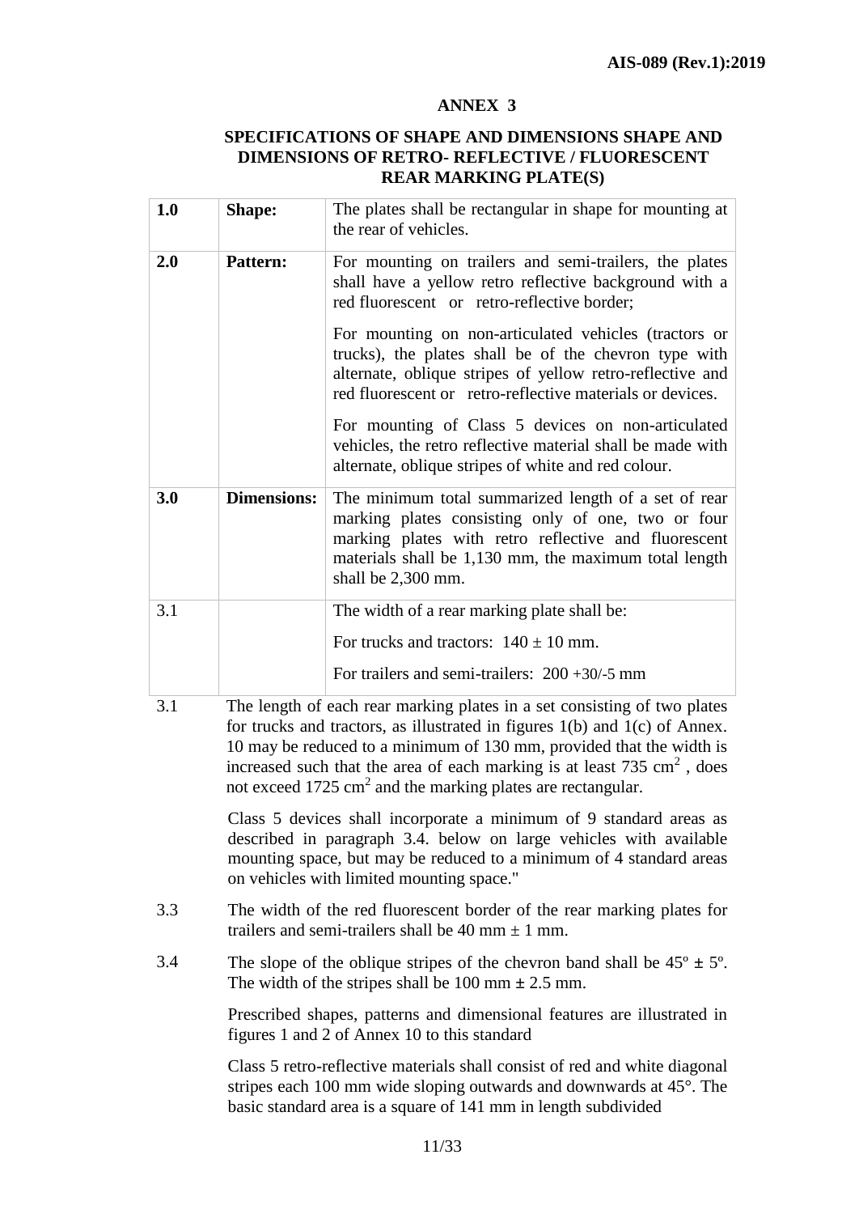## ANNEX 3

### SPECIFICATIONS OF SHAPE AND DIMENSIONS SHAPE AND DIMENSIONS OF RETRO- REFLECTIVE / FLUORESCENT REAR MARKING PLATE(S)

| | | |
|---|---|---|
| **1.0** | **Shape:** | The plates shall be rectangular in shape for mounting at the rear of vehicles. |
| **2.0** | **Pattern:** | For mounting on trailers and semi-trailers, the plates shall have a yellow retro reflective background with a red fluorescent or retro-reflective border;<br><br>For mounting on non-articulated vehicles (tractors or trucks), the plates shall be of the chevron type with alternate, oblique stripes of yellow retro-reflective and red fluorescent or retro-reflective materials or devices.<br><br>For mounting of Class 5 devices on non-articulated vehicles, the retro reflective material shall be made with alternate, oblique stripes of white and red colour. |
| **3.0** | **Dimensions:** | The minimum total summarized length of a set of rear marking plates consisting only of one, two or four marking plates with retro reflective and fluorescent materials shall be 1,130 mm, the maximum total length shall be 2,300 mm. |
| 3.1 | | The width of a rear marking plate shall be:<br><br>For trucks and tractors: 140 ± 10 mm.<br><br>For trailers and semi-trailers: 200 +30/-5 mm |

3.1 The length of each rear marking plates in a set consisting of two plates for trucks and tractors, as illustrated in figures 1(b) and 1(c) of Annex. 10 may be reduced to a minimum of 130 mm, provided that the width is increased such that the area of each marking is at least 735 $cm^2$ , does not exceed 1725 $cm^2$ and the marking plates are rectangular.

Class 5 devices shall incorporate a minimum of 9 standard areas as described in paragraph 3.4. below on large vehicles with available mounting space, but may be reduced to a minimum of 4 standard areas on vehicles with limited mounting space."

3.3 The width of the red fluorescent border of the rear marking plates for trailers and semi-trailers shall be 40 mm ± 1 mm.

3.4 The slope of the oblique stripes of the chevron band shall be 45º ± 5º. The width of the stripes shall be 100 mm ± 2.5 mm.

Prescribed shapes, patterns and dimensional features are illustrated in figures 1 and 2 of Annex 10 to this standard

Class 5 retro-reflective materials shall consist of red and white diagonal stripes each 100 mm wide sloping outwards and downwards at 45°. The basic standard area is a square of 141 mm in length subdivided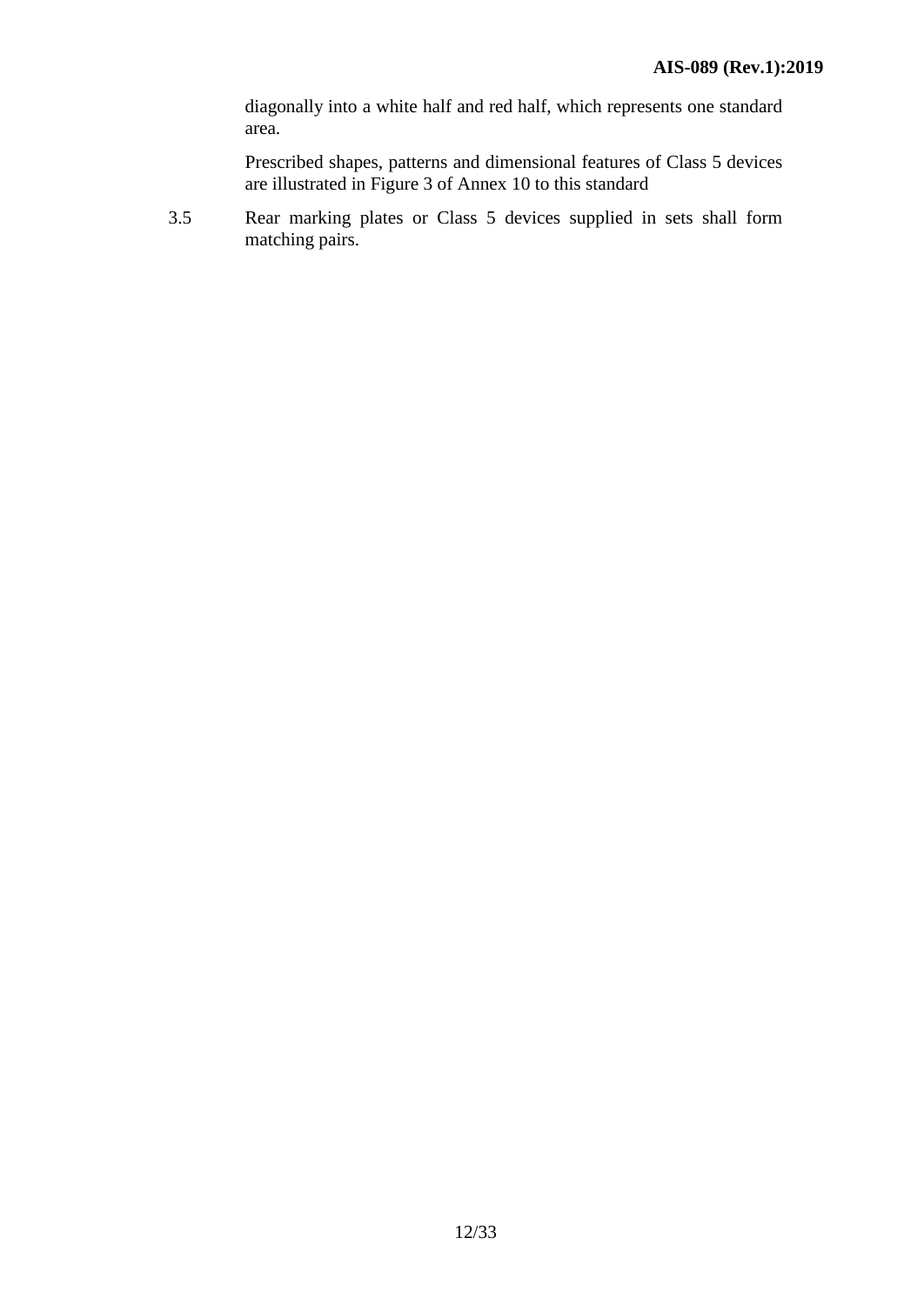diagonally into a white half and red half, which represents one standard area.

Prescribed shapes, patterns and dimensional features of Class 5 devices are illustrated in Figure 3 of Annex 10 to this standard

3.5 Rear marking plates or Class 5 devices supplied in sets shall form matching pairs.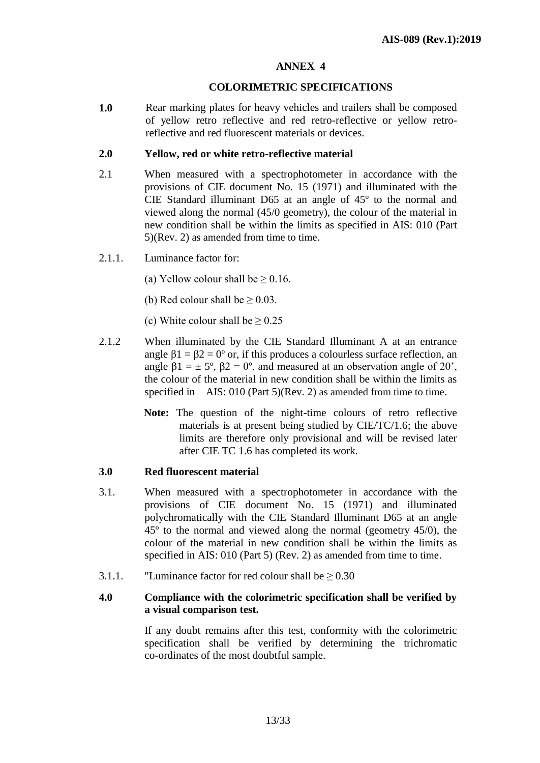# ANNEX 4

## COLORIMETRIC SPECIFICATIONS

**1.0** Rear marking plates for heavy vehicles and trailers shall be composed of yellow retro reflective and red retro-reflective or yellow retro-reflective and red fluorescent materials or devices.

**2.0 Yellow, red or white retro-reflective material**

2.1 When measured with a spectrophotometer in accordance with the provisions of CIE document No. 15 (1971) and illuminated with the CIE Standard illuminant D65 at an angle of 45º to the normal and viewed along the normal (45/0 geometry), the colour of the material in new condition shall be within the limits as specified in AIS: 010 (Part 5)(Rev. 2) as amended from time to time.

2.1.1. Luminance factor for:

(a) Yellow colour shall be $\geq 0.16$.

(b) Red colour shall be $\geq 0.03$.

(c) White colour shall be $\geq 0.25$

2.1.2 When illuminated by the CIE Standard Illuminant A at an entrance angle $\beta 1 = \beta 2 = 0º$ or, if this produces a colourless surface reflection, an angle $\beta 1 = \pm 5º$, $\beta 2 = 0º$, and measured at an observation angle of 20', the colour of the material in new condition shall be within the limits as specified in AIS: 010 (Part 5)(Rev. 2) as amended from time to time.

**Note:** The question of the night-time colours of retro reflective materials is at present being studied by CIE/TC/1.6; the above limits are therefore only provisional and will be revised later after CIE TC 1.6 has completed its work.

**3.0 Red fluorescent material**

3.1. When measured with a spectrophotometer in accordance with the provisions of CIE document No. 15 (1971) and illuminated polychromatically with the CIE Standard Illuminant D65 at an angle 45º to the normal and viewed along the normal (geometry 45/0), the colour of the material in new condition shall be within the limits as specified in AIS: 010 (Part 5) (Rev. 2) as amended from time to time.

3.1.1. "Luminance factor for red colour shall be $\geq 0.30$

**4.0 Compliance with the colorimetric specification shall be verified by a visual comparison test.**

If any doubt remains after this test, conformity with the colorimetric specification shall be verified by determining the trichromatic co-ordinates of the most doubtful sample.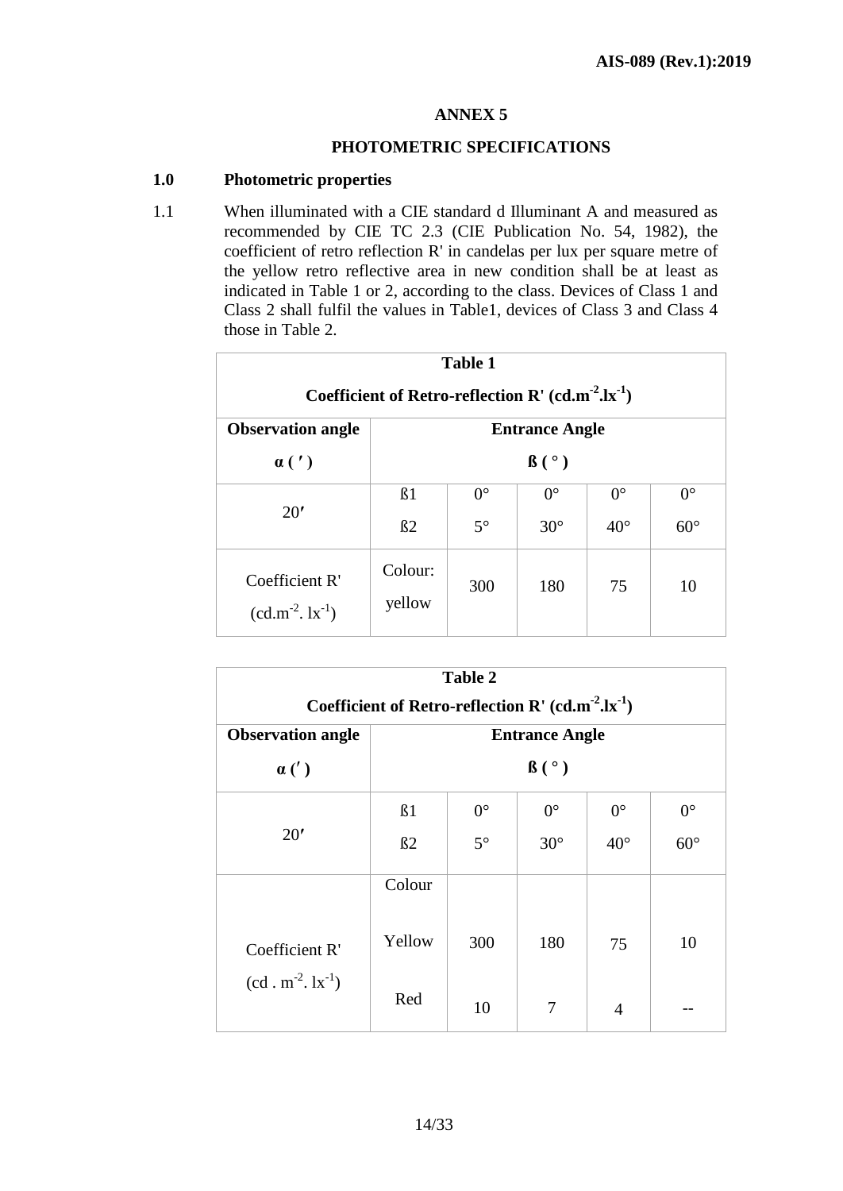# ANNEX 5

## PHOTOMETRIC SPECIFICATIONS

### 1.0 Photometric properties

1.1 When illuminated with a CIE standard d Illuminant A and measured as recommended by CIE TC 2.3 (CIE Publication No. 54, 1982), the coefficient of retro reflection R' in candelas per lux per square metre of the yellow retro reflective area in new condition shall be at least as indicated in Table 1 or 2, according to the class. Devices of Class 1 and Class 2 shall fulfil the values in Table1, devices of Class 3 and Class 4 those in Table 2.

**Table 1**

**Coefficient of Retro-reflection R' ($cd.m^{-2}.lx^{-1}$)**

| Observation angle α ( ′ ) | Entrance Angle ß ( ° ) | | | | |
|---|---|---|---|---|---|
| 20′ | ß1<br>ß2 | 0°<br>5° | 0°<br>30° | 0°<br>40° | 0°<br>60° |
| Coefficient R' ($cd.m^{-2}. lx^{-1}$) | Colour: yellow | 300 | 180 | 75 | 10 |

**Table 2**

**Coefficient of Retro-reflection R' ($cd.m^{-2}.lx^{-1}$)**

| Observation angle α (′ ) | Entrance Angle ß ( ° ) | | | | |
|---|---|---|---|---|---|
| 20′ | ß1<br>ß2 | 0°<br>5° | 0°<br>30° | 0°<br>40° | 0°<br>60° |
| Coefficient R' ($cd . m^{-2}. lx^{-1}$) | Colour | | | | |
| | Yellow | 300 | 180 | 75 | 10 |
| | Red | 10 | 7 | 4 | -- |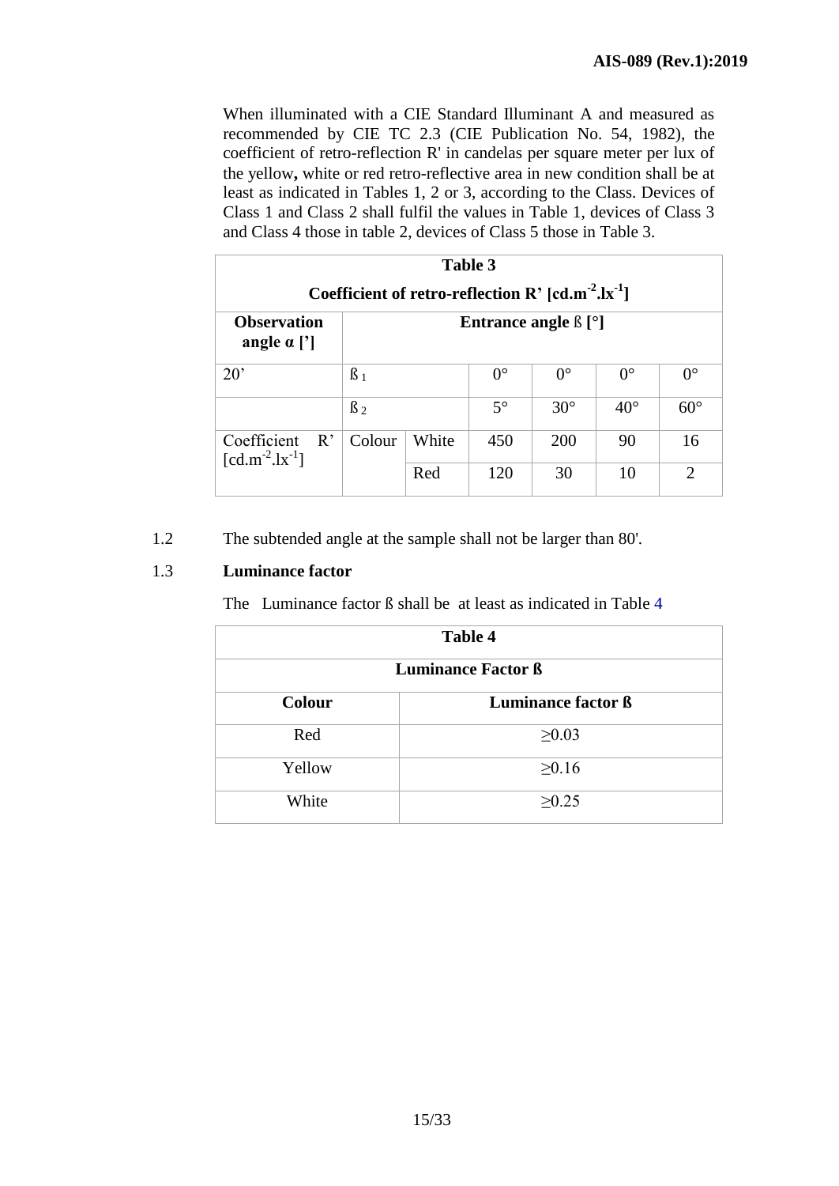When illuminated with a CIE Standard Illuminant A and measured as recommended by CIE TC 2.3 (CIE Publication No. 54, 1982), the coefficient of retro-reflection R' in candelas per square meter per lux of the yellow**,** white or red retro-reflective area in new condition shall be at least as indicated in Tables 1, 2 or 3, according to the Class. Devices of Class 1 and Class 2 shall fulfil the values in Table 1, devices of Class 3 and Class 4 those in table 2, devices of Class 5 those in Table 3.

**Table 3**

**Coefficient of retro-reflection R' [$cd.m^{-2}.lx^{-1}$]**

| **Observation angle α [']** | **Entrance angle ß [°]** | | | | | |
|---|---|---|---|---|---|---|
| 20' | $ß_1$ | | 0° | 0° | 0° | 0° |
| | $ß_2$ | | 5° | 30° | 40° | 60° |
| Coefficient R' [$cd.m^{-2}.lx^{-1}$] | Colour | White | 450 | 200 | 90 | 16 |
| | | Red | 120 | 30 | 10 | 2 |

1.2 The subtended angle at the sample shall not be larger than 80'.

1.3 **Luminance factor**

The Luminance factor ß shall be at least as indicated in Table 4

**Table 4**

**Luminance Factor ß**

| **Colour** | **Luminance factor ß** |
|---|---|
| Red | ≥0.03 |
| Yellow | ≥0.16 |
| White | ≥0.25 |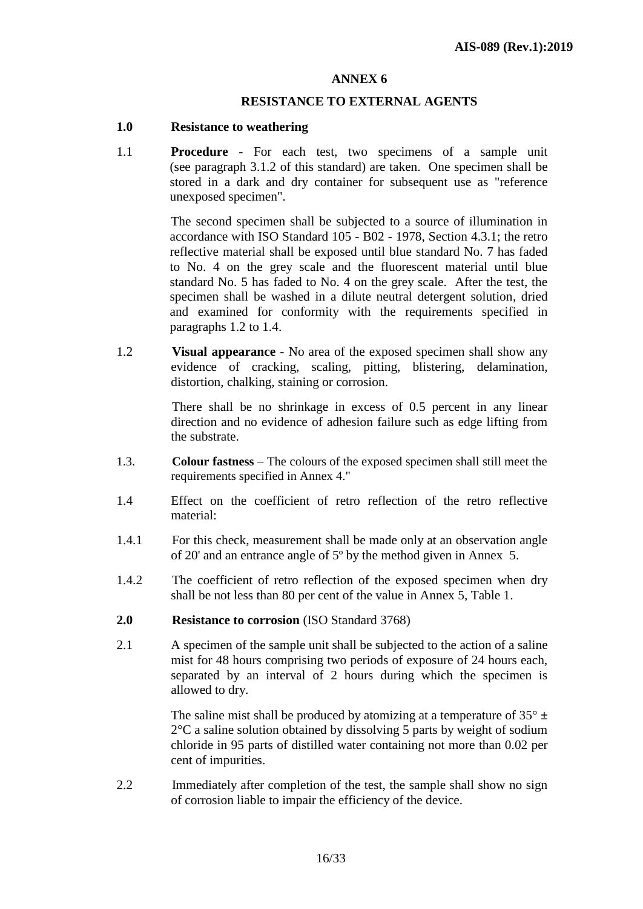## ANNEX 6

## RESISTANCE TO EXTERNAL AGENTS

**1.0 Resistance to weathering**

1.1 **Procedure** - For each test, two specimens of a sample unit (see paragraph 3.1.2 of this standard) are taken. One specimen shall be stored in a dark and dry container for subsequent use as "reference unexposed specimen".

The second specimen shall be subjected to a source of illumination in accordance with ISO Standard 105 - B02 - 1978, Section 4.3.1; the retro reflective material shall be exposed until blue standard No. 7 has faded to No. 4 on the grey scale and the fluorescent material until blue standard No. 5 has faded to No. 4 on the grey scale. After the test, the specimen shall be washed in a dilute neutral detergent solution, dried and examined for conformity with the requirements specified in paragraphs 1.2 to 1.4.

1.2 **Visual appearance** - No area of the exposed specimen shall show any evidence of cracking, scaling, pitting, blistering, delamination, distortion, chalking, staining or corrosion.

There shall be no shrinkage in excess of 0.5 percent in any linear direction and no evidence of adhesion failure such as edge lifting from the substrate.

1.3. **Colour fastness** – The colours of the exposed specimen shall still meet the requirements specified in Annex 4."

1.4 Effect on the coefficient of retro reflection of the retro reflective material:

1.4.1 For this check, measurement shall be made only at an observation angle of 20' and an entrance angle of 5º by the method given in Annex 5.

1.4.2 The coefficient of retro reflection of the exposed specimen when dry shall be not less than 80 per cent of the value in Annex 5, Table 1.

**2.0 Resistance to corrosion** (ISO Standard 3768)

2.1 A specimen of the sample unit shall be subjected to the action of a saline mist for 48 hours comprising two periods of exposure of 24 hours each, separated by an interval of 2 hours during which the specimen is allowed to dry.

The saline mist shall be produced by atomizing at a temperature of 35° ± 2°C a saline solution obtained by dissolving 5 parts by weight of sodium chloride in 95 parts of distilled water containing not more than 0.02 per cent of impurities.

2.2 Immediately after completion of the test, the sample shall show no sign of corrosion liable to impair the efficiency of the device.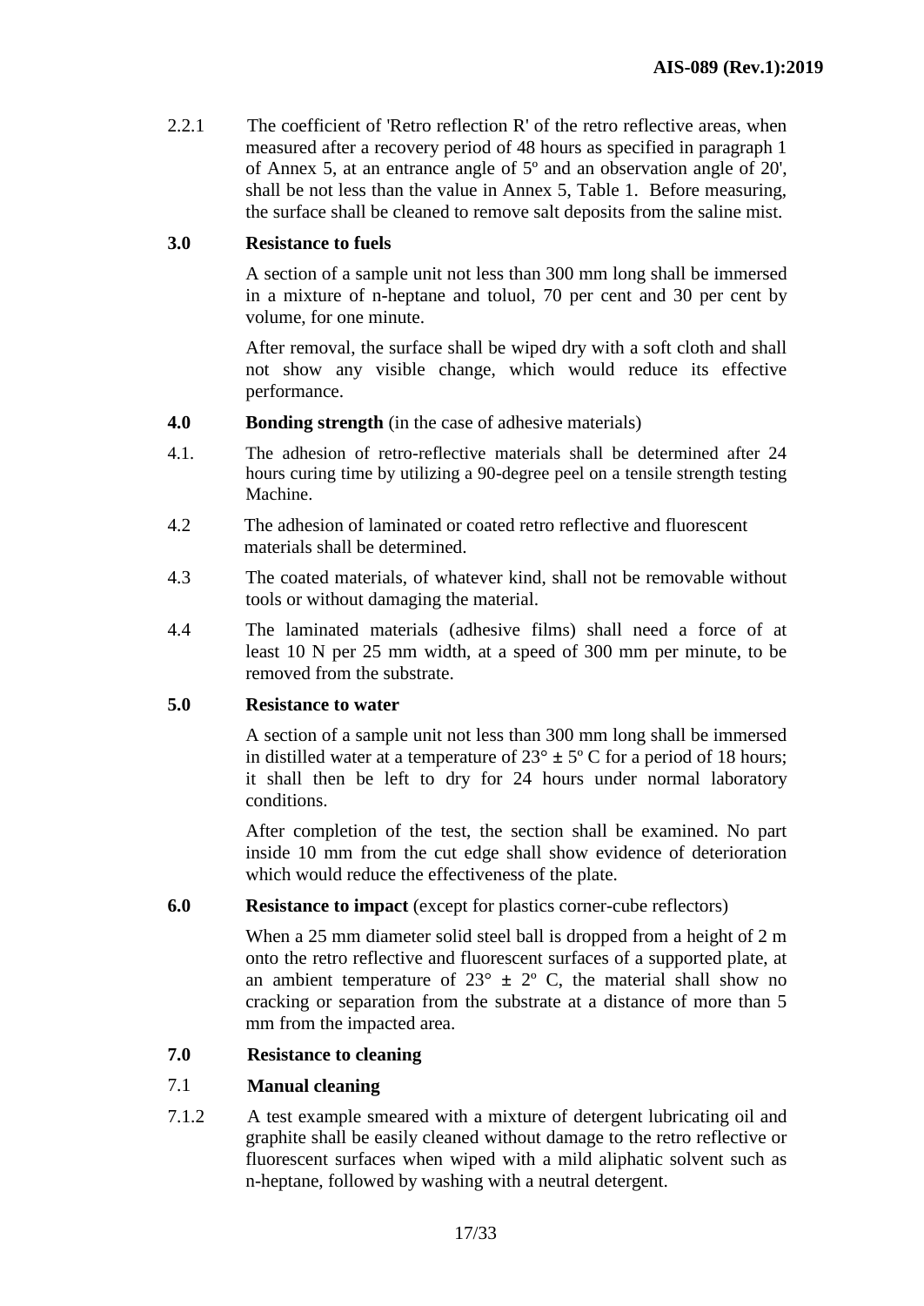2.2.1 The coefficient of 'Retro reflection R' of the retro reflective areas, when measured after a recovery period of 48 hours as specified in paragraph 1 of Annex 5, at an entrance angle of 5º and an observation angle of 20', shall be not less than the value in Annex 5, Table 1. Before measuring, the surface shall be cleaned to remove salt deposits from the saline mist.

**3.0 Resistance to fuels**

A section of a sample unit not less than 300 mm long shall be immersed in a mixture of n-heptane and toluol, 70 per cent and 30 per cent by volume, for one minute.

After removal, the surface shall be wiped dry with a soft cloth and shall not show any visible change, which would reduce its effective performance.

**4.0 Bonding strength** (in the case of adhesive materials)

4.1. The adhesion of retro-reflective materials shall be determined after 24 hours curing time by utilizing a 90-degree peel on a tensile strength testing Machine.

4.2 The adhesion of laminated or coated retro reflective and fluorescent materials shall be determined.

4.3 The coated materials, of whatever kind, shall not be removable without tools or without damaging the material.

4.4 The laminated materials (adhesive films) shall need a force of at least 10 N per 25 mm width, at a speed of 300 mm per minute, to be removed from the substrate.

**5.0 Resistance to water**

A section of a sample unit not less than 300 mm long shall be immersed in distilled water at a temperature of 23° ± 5º C for a period of 18 hours; it shall then be left to dry for 24 hours under normal laboratory conditions.

After completion of the test, the section shall be examined. No part inside 10 mm from the cut edge shall show evidence of deterioration which would reduce the effectiveness of the plate.

**6.0 Resistance to impact** (except for plastics corner-cube reflectors)

When a 25 mm diameter solid steel ball is dropped from a height of 2 m onto the retro reflective and fluorescent surfaces of a supported plate, at an ambient temperature of 23° ± 2º C, the material shall show no cracking or separation from the substrate at a distance of more than 5 mm from the impacted area.

**7.0 Resistance to cleaning**

7.1 **Manual cleaning**

7.1.2 A test example smeared with a mixture of detergent lubricating oil and graphite shall be easily cleaned without damage to the retro reflective or fluorescent surfaces when wiped with a mild aliphatic solvent such as n-heptane, followed by washing with a neutral detergent.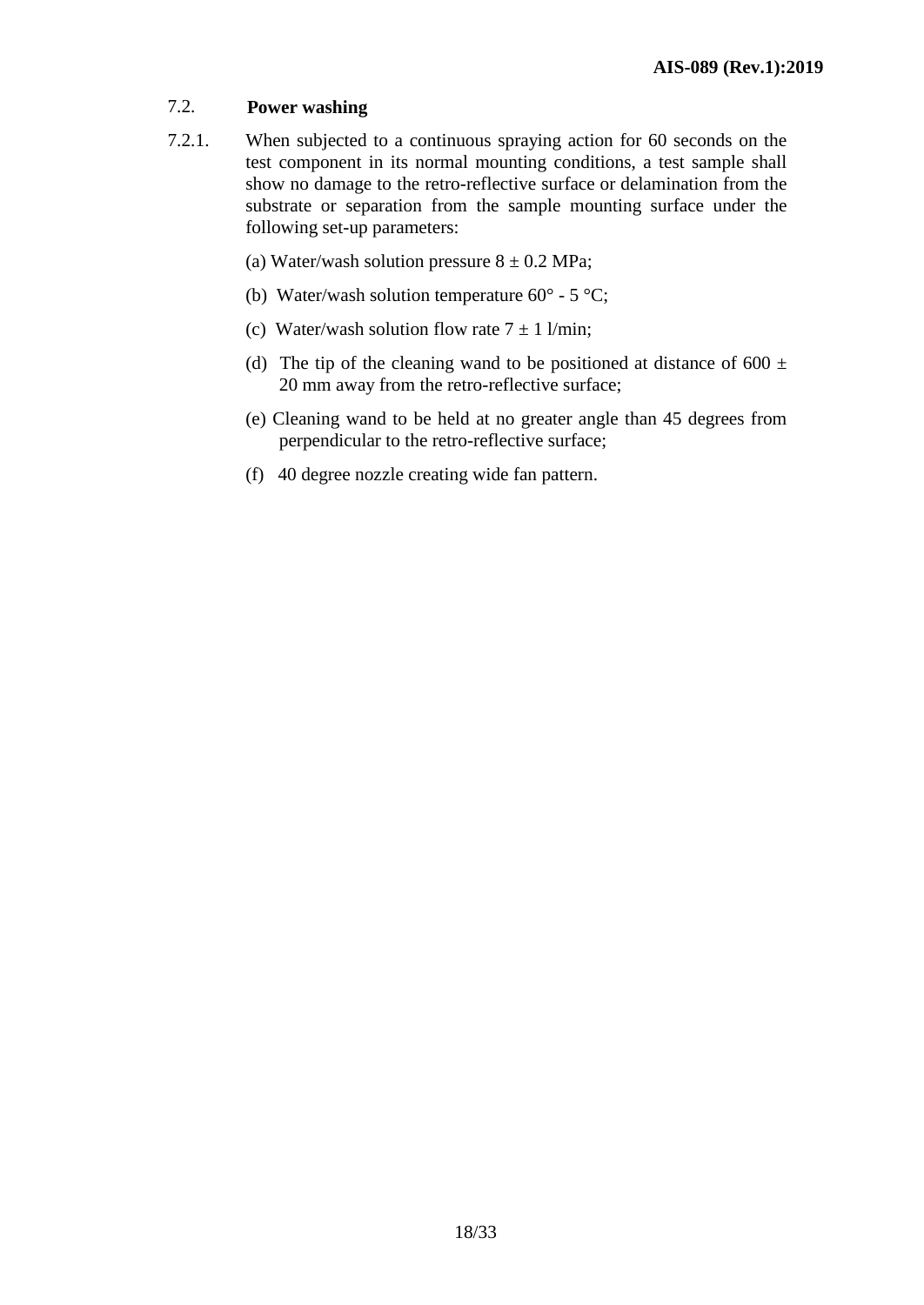### 7.2. Power washing

7.2.1. When subjected to a continuous spraying action for 60 seconds on the test component in its normal mounting conditions, a test sample shall show no damage to the retro-reflective surface or delamination from the substrate or separation from the sample mounting surface under the following set-up parameters:

(a) Water/wash solution pressure $8 \pm 0.2$ MPa;

(b) Water/wash solution temperature 60° - 5 °C;

(c) Water/wash solution flow rate $7 \pm 1$ l/min;

(d) The tip of the cleaning wand to be positioned at distance of $600 \pm 20$ mm away from the retro-reflective surface;

(e) Cleaning wand to be held at no greater angle than 45 degrees from perpendicular to the retro-reflective surface;

(f) 40 degree nozzle creating wide fan pattern.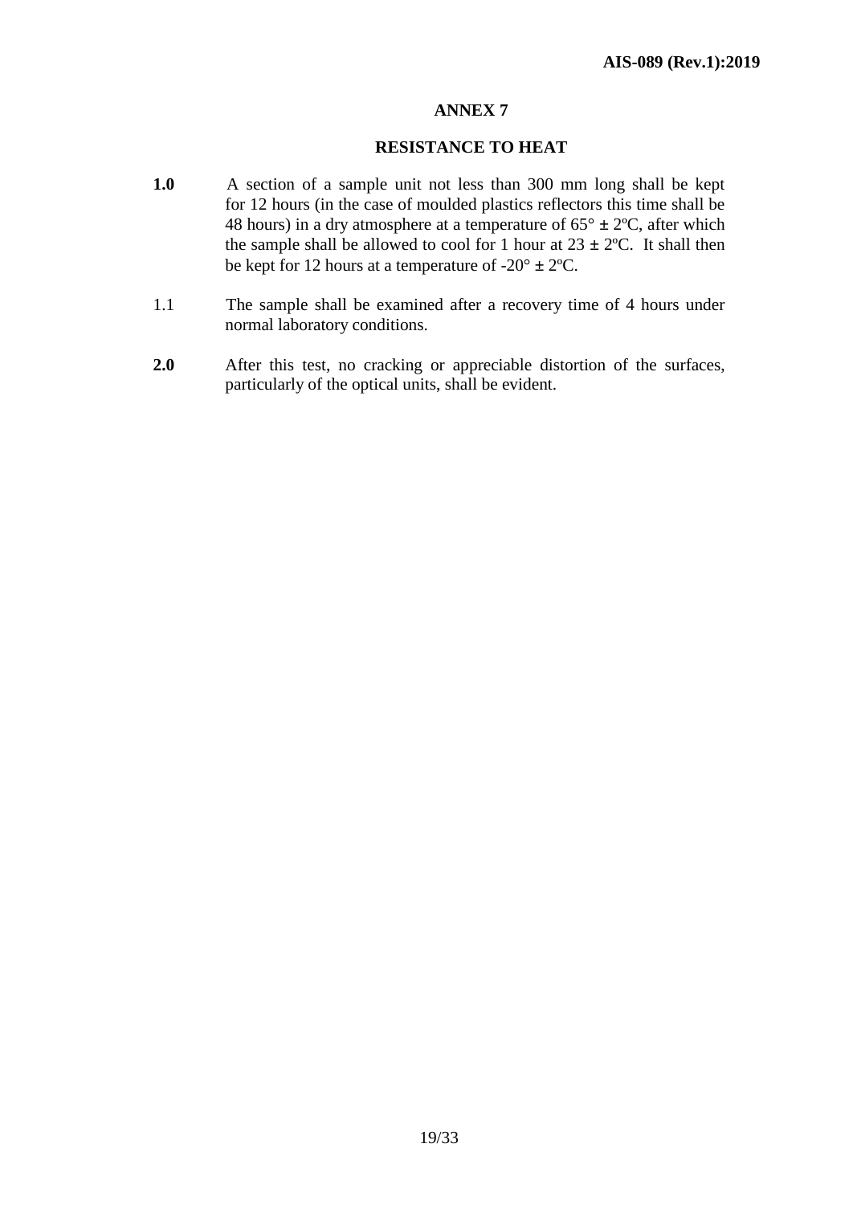# ANNEX 7

## RESISTANCE TO HEAT

**1.0** A section of a sample unit not less than 300 mm long shall be kept for 12 hours (in the case of moulded plastics reflectors this time shall be 48 hours) in a dry atmosphere at a temperature of 65° ± 2ºC, after which the sample shall be allowed to cool for 1 hour at 23 ± 2ºC. It shall then be kept for 12 hours at a temperature of -20° ± 2ºC.

1.1 The sample shall be examined after a recovery time of 4 hours under normal laboratory conditions.

**2.0** After this test, no cracking or appreciable distortion of the surfaces, particularly of the optical units, shall be evident.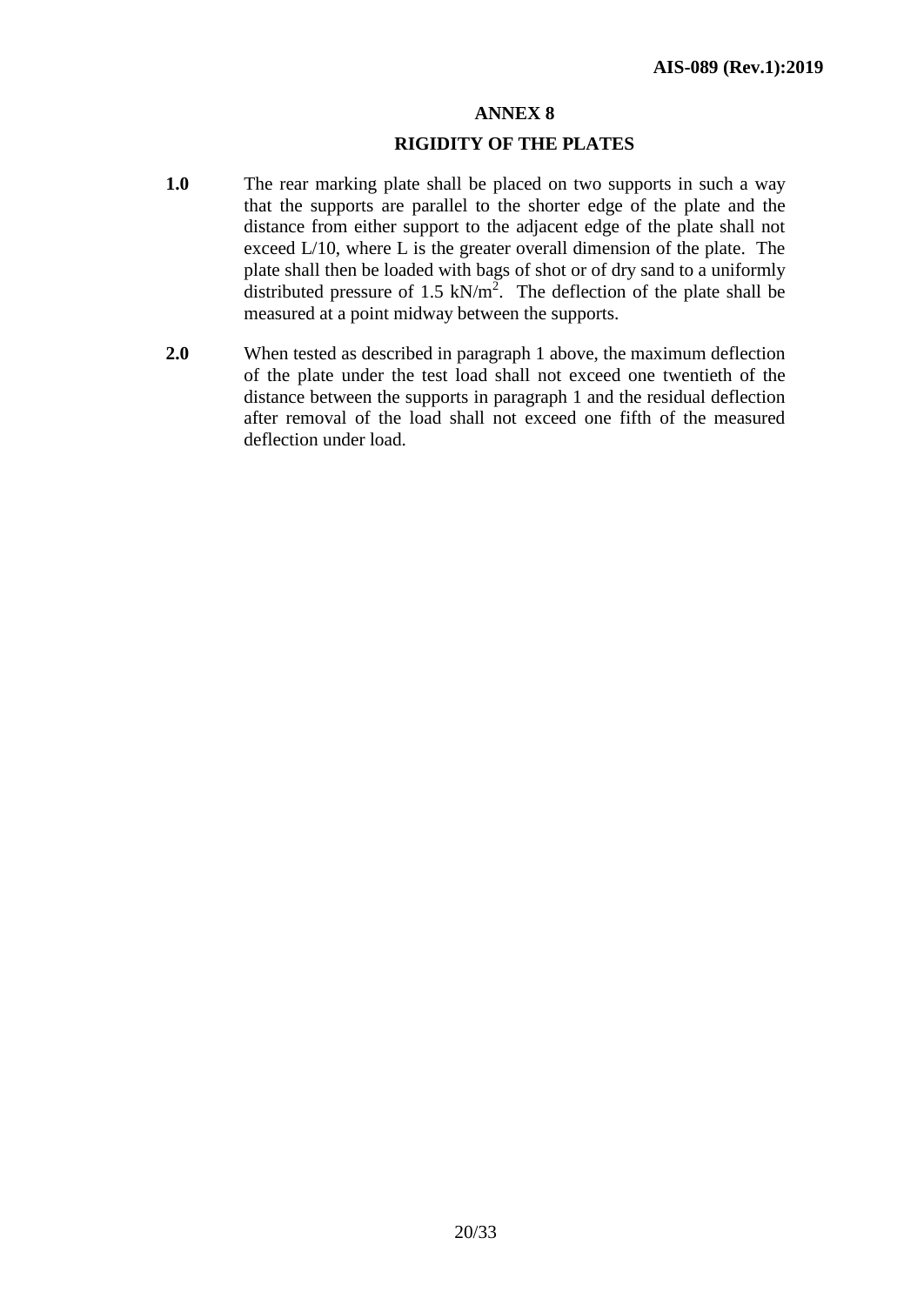# ANNEX 8

## RIGIDITY OF THE PLATES

**1.0** The rear marking plate shall be placed on two supports in such a way that the supports are parallel to the shorter edge of the plate and the distance from either support to the adjacent edge of the plate shall not exceed L/10, where L is the greater overall dimension of the plate. The plate shall then be loaded with bags of shot or of dry sand to a uniformly distributed pressure of 1.5 $kN/m^2$. The deflection of the plate shall be measured at a point midway between the supports.

**2.0** When tested as described in paragraph 1 above, the maximum deflection of the plate under the test load shall not exceed one twentieth of the distance between the supports in paragraph 1 and the residual deflection after removal of the load shall not exceed one fifth of the measured deflection under load.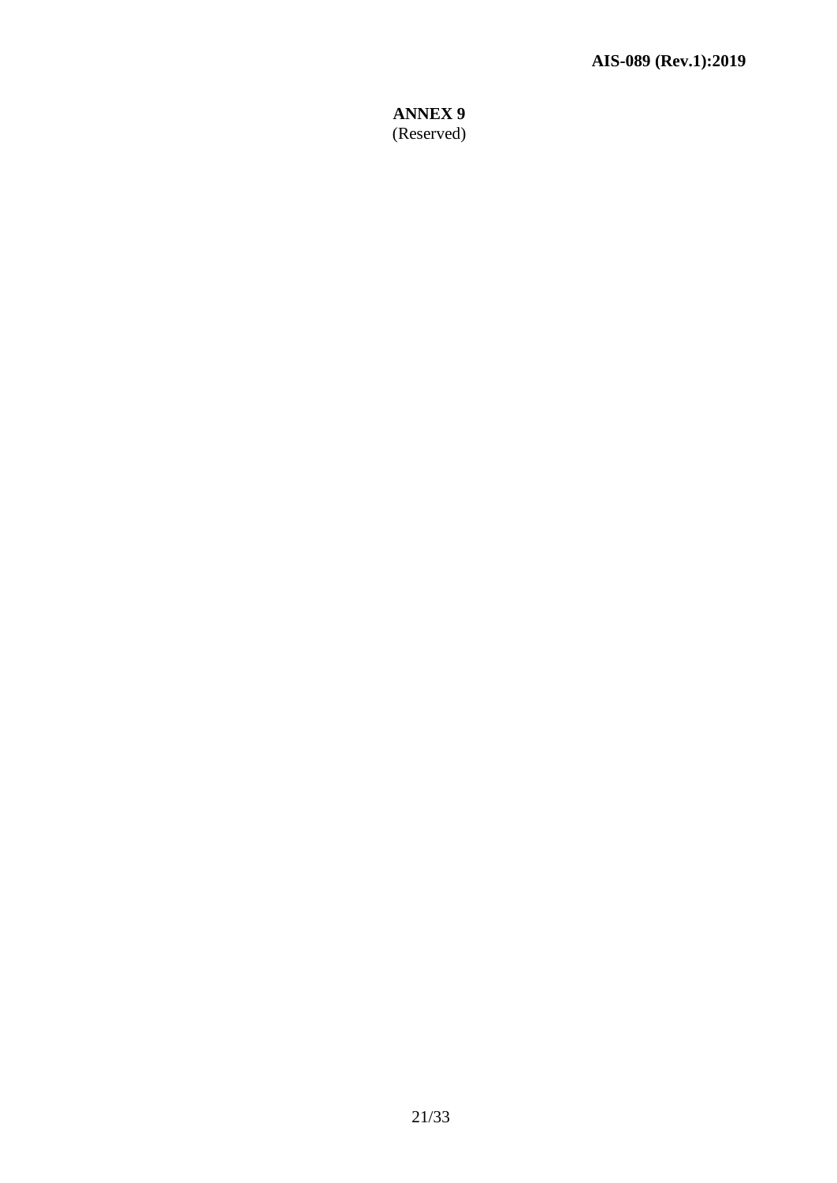# ANNEX 9

(Reserved)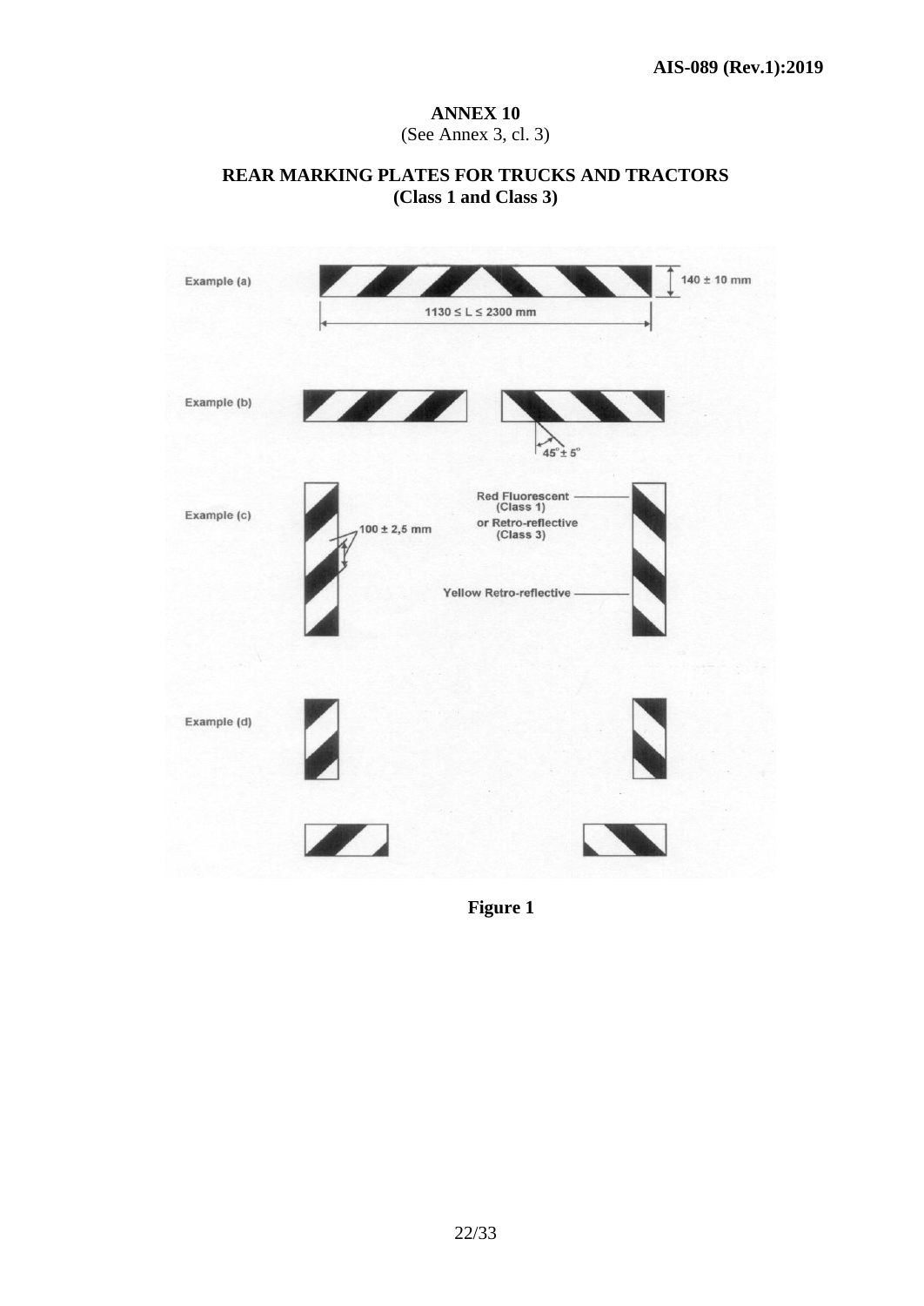## ANNEX 10

(See Annex 3, cl. 3)

## REAR MARKING PLATES FOR TRUCKS AND TRACTORS (Class 1 and Class 3)

Example (a)

140 ± 10 mm

1130 ≤ L ≤ 2300 mm

Example (b)

45° ± 5°

Example (c)

100 ± 2,5 mm

Red Fluorescent (Class 1) or Retro-reflective (Class 3)

Yellow Retro-reflective

Example (d)

**Figure 1**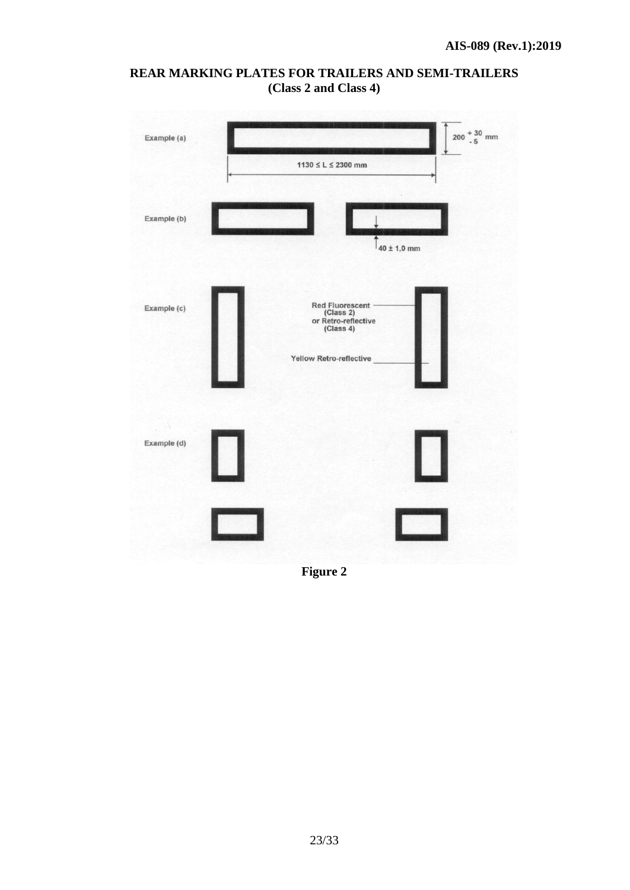**REAR MARKING PLATES FOR TRAILERS AND SEMI-TRAILERS**
**(Class 2 and Class 4)**

Example (a)

$200 {}^{+30}_{-5}$ mm

$1130 \leq L \leq 2300$ mm

Example (b)

$40 \pm 1,0$ mm

Example (c)

Red Fluorescent (Class 2) or Retro-reflective (Class 4)

Yellow Retro-reflective

Example (d)

**Figure 2**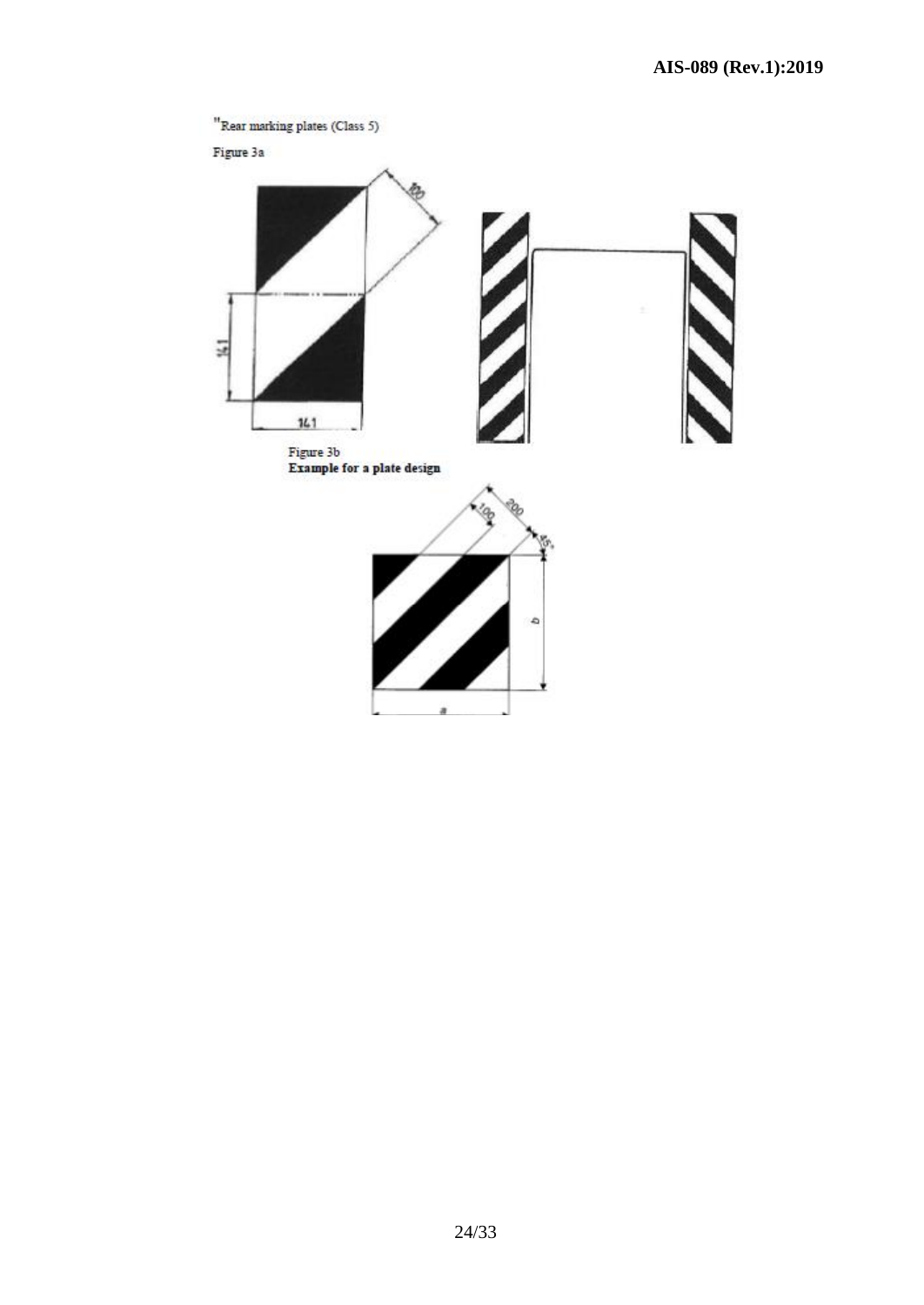"Rear marking plates (Class 5)

Figure 3a

Figure 3b
**Example for a plate design**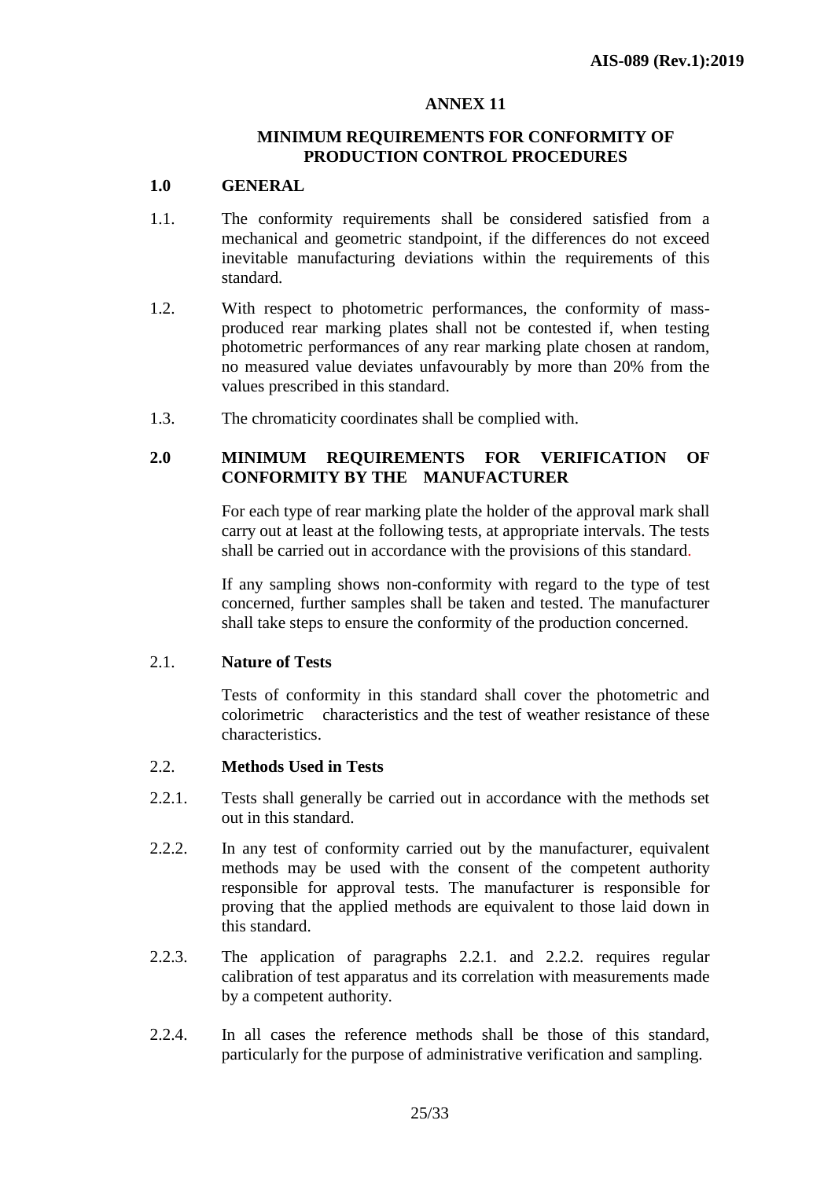## ANNEX 11

## MINIMUM REQUIREMENTS FOR CONFORMITY OF PRODUCTION CONTROL PROCEDURES

### 1.0 GENERAL

1.1. The conformity requirements shall be considered satisfied from a mechanical and geometric standpoint, if the differences do not exceed inevitable manufacturing deviations within the requirements of this standard.

1.2. With respect to photometric performances, the conformity of mass-produced rear marking plates shall not be contested if, when testing photometric performances of any rear marking plate chosen at random, no measured value deviates unfavourably by more than 20% from the values prescribed in this standard.

1.3. The chromaticity coordinates shall be complied with.

### 2.0 MINIMUM REQUIREMENTS FOR VERIFICATION OF CONFORMITY BY THE MANUFACTURER

For each type of rear marking plate the holder of the approval mark shall carry out at least at the following tests, at appropriate intervals. The tests shall be carried out in accordance with the provisions of this standard.

If any sampling shows non-conformity with regard to the type of test concerned, further samples shall be taken and tested. The manufacturer shall take steps to ensure the conformity of the production concerned.

2.1. **Nature of Tests**

Tests of conformity in this standard shall cover the photometric and colorimetric characteristics and the test of weather resistance of these characteristics.

2.2. **Methods Used in Tests**

2.2.1. Tests shall generally be carried out in accordance with the methods set out in this standard.

2.2.2. In any test of conformity carried out by the manufacturer, equivalent methods may be used with the consent of the competent authority responsible for approval tests. The manufacturer is responsible for proving that the applied methods are equivalent to those laid down in this standard.

2.2.3. The application of paragraphs 2.2.1. and 2.2.2. requires regular calibration of test apparatus and its correlation with measurements made by a competent authority.

2.2.4. In all cases the reference methods shall be those of this standard, particularly for the purpose of administrative verification and sampling.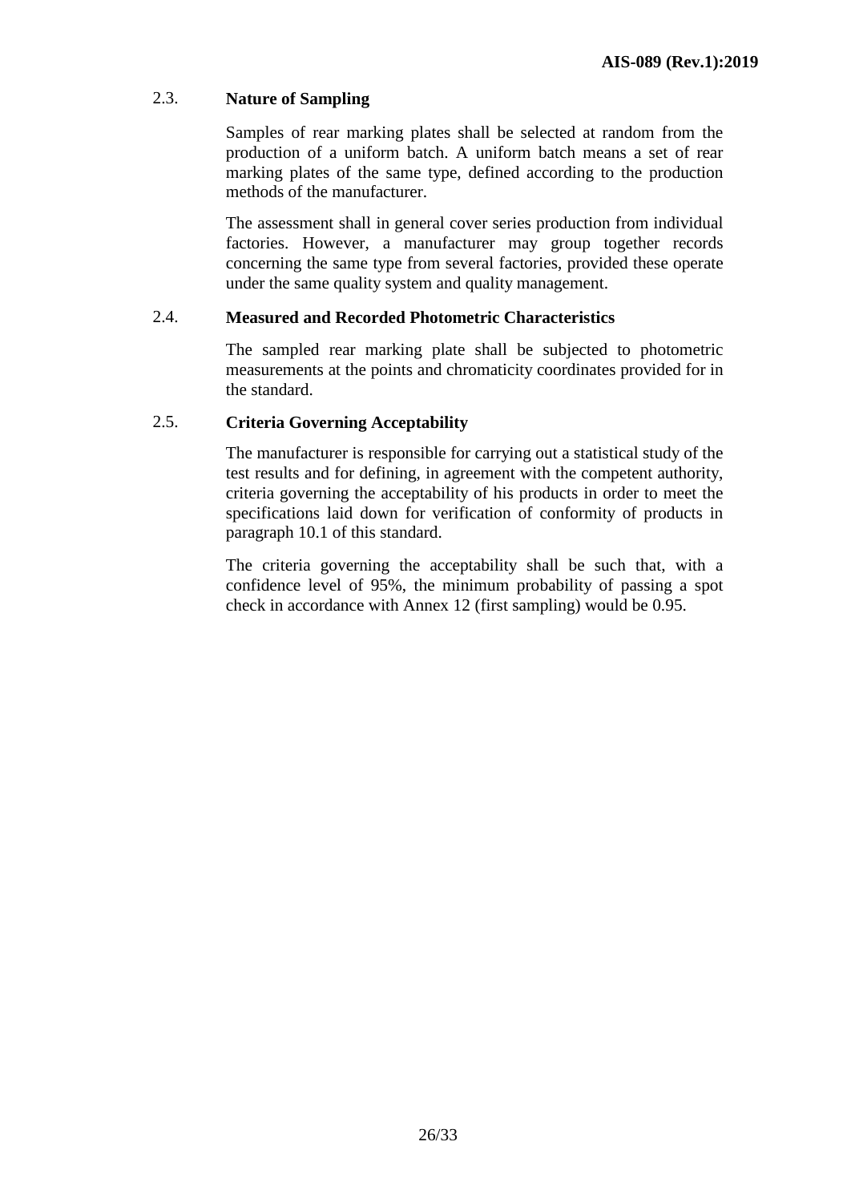### 2.3. Nature of Sampling

Samples of rear marking plates shall be selected at random from the production of a uniform batch. A uniform batch means a set of rear marking plates of the same type, defined according to the production methods of the manufacturer.

The assessment shall in general cover series production from individual factories. However, a manufacturer may group together records concerning the same type from several factories, provided these operate under the same quality system and quality management.

### 2.4. Measured and Recorded Photometric Characteristics

The sampled rear marking plate shall be subjected to photometric measurements at the points and chromaticity coordinates provided for in the standard.

### 2.5. Criteria Governing Acceptability

The manufacturer is responsible for carrying out a statistical study of the test results and for defining, in agreement with the competent authority, criteria governing the acceptability of his products in order to meet the specifications laid down for verification of conformity of products in paragraph 10.1 of this standard.

The criteria governing the acceptability shall be such that, with a confidence level of 95%, the minimum probability of passing a spot check in accordance with Annex 12 (first sampling) would be 0.95.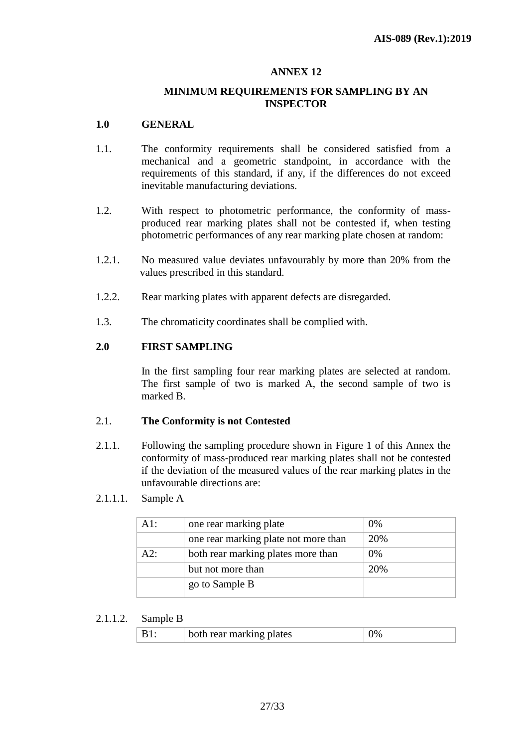# ANNEX 12

## MINIMUM REQUIREMENTS FOR SAMPLING BY AN INSPECTOR

## 1.0 GENERAL

1.1. The conformity requirements shall be considered satisfied from a mechanical and a geometric standpoint, in accordance with the requirements of this standard, if any, if the differences do not exceed inevitable manufacturing deviations.

1.2. With respect to photometric performance, the conformity of mass-produced rear marking plates shall not be contested if, when testing photometric performances of any rear marking plate chosen at random:

1.2.1. No measured value deviates unfavourably by more than 20% from the values prescribed in this standard.

1.2.2. Rear marking plates with apparent defects are disregarded.

1.3. The chromaticity coordinates shall be complied with.

## 2.0 FIRST SAMPLING

In the first sampling four rear marking plates are selected at random. The first sample of two is marked A, the second sample of two is marked B.

2.1. **The Conformity is not Contested**

2.1.1. Following the sampling procedure shown in Figure 1 of this Annex the conformity of mass-produced rear marking plates shall not be contested if the deviation of the measured values of the rear marking plates in the unfavourable directions are:

2.1.1.1. Sample A

| | | |
|---|---|---|
| A1: | one rear marking plate | 0% |
| | one rear marking plate not more than | 20% |
| A2: | both rear marking plates more than | 0% |
| | but not more than | 20% |
| | go to Sample B | |

2.1.1.2. Sample B

| | | |
|---|---|---|
| B1: | both rear marking plates | 0% |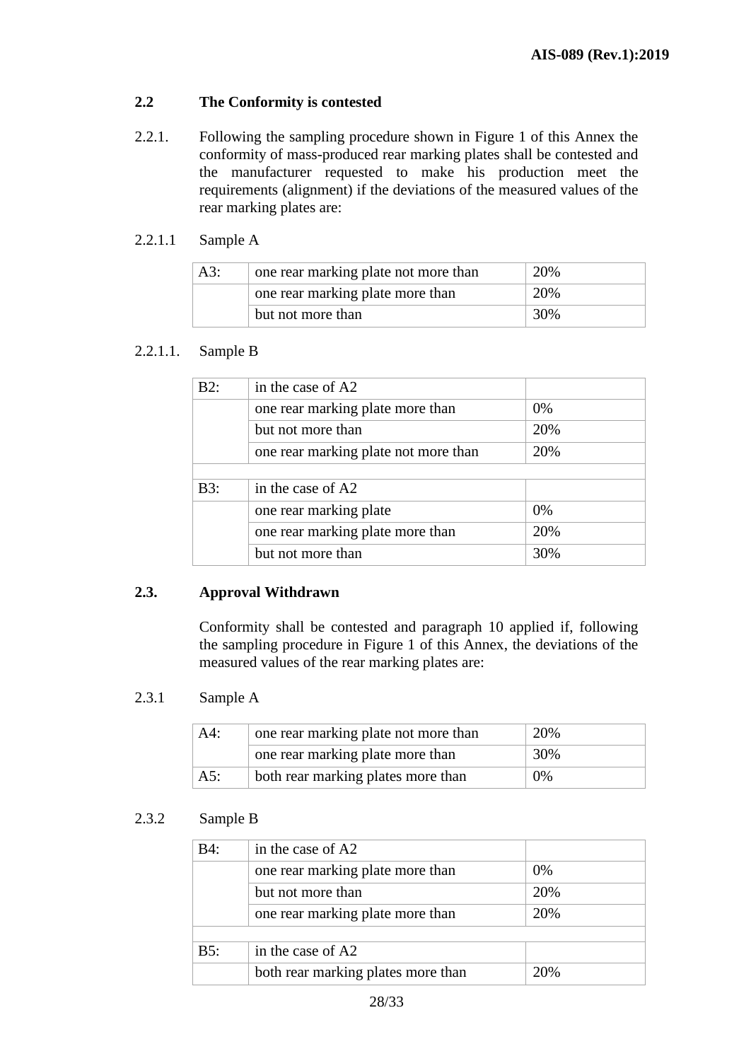## 2.2 The Conformity is contested

2.2.1. Following the sampling procedure shown in Figure 1 of this Annex the conformity of mass-produced rear marking plates shall be contested and the manufacturer requested to make his production meet the requirements (alignment) if the deviations of the measured values of the rear marking plates are:

2.2.1.1 Sample A

| | | |
|---|---|---|
| A3: | one rear marking plate not more than | 20% |
| | one rear marking plate more than | 20% |
| | but not more than | 30% |

2.2.1.1. Sample B

| | | |
|---|---|---|
| B2: | in the case of A2 | |
| | one rear marking plate more than | 0% |
| | but not more than | 20% |
| | one rear marking plate not more than | 20% |
| | | |
| B3: | in the case of A2 | |
| | one rear marking plate | 0% |
| | one rear marking plate more than | 20% |
| | but not more than | 30% |

## 2.3. Approval Withdrawn

Conformity shall be contested and paragraph 10 applied if, following the sampling procedure in Figure 1 of this Annex, the deviations of the measured values of the rear marking plates are:

2.3.1 Sample A

| | | |
|---|---|---|
| A4: | one rear marking plate not more than | 20% |
| | one rear marking plate more than | 30% |
| A5: | both rear marking plates more than | 0% |

2.3.2 Sample B

| | | |
|---|---|---|
| B4: | in the case of A2 | |
| | one rear marking plate more than | 0% |
| | but not more than | 20% |
| | one rear marking plate more than | 20% |
| | | |
| B5: | in the case of A2 | |
| | both rear marking plates more than | 20% |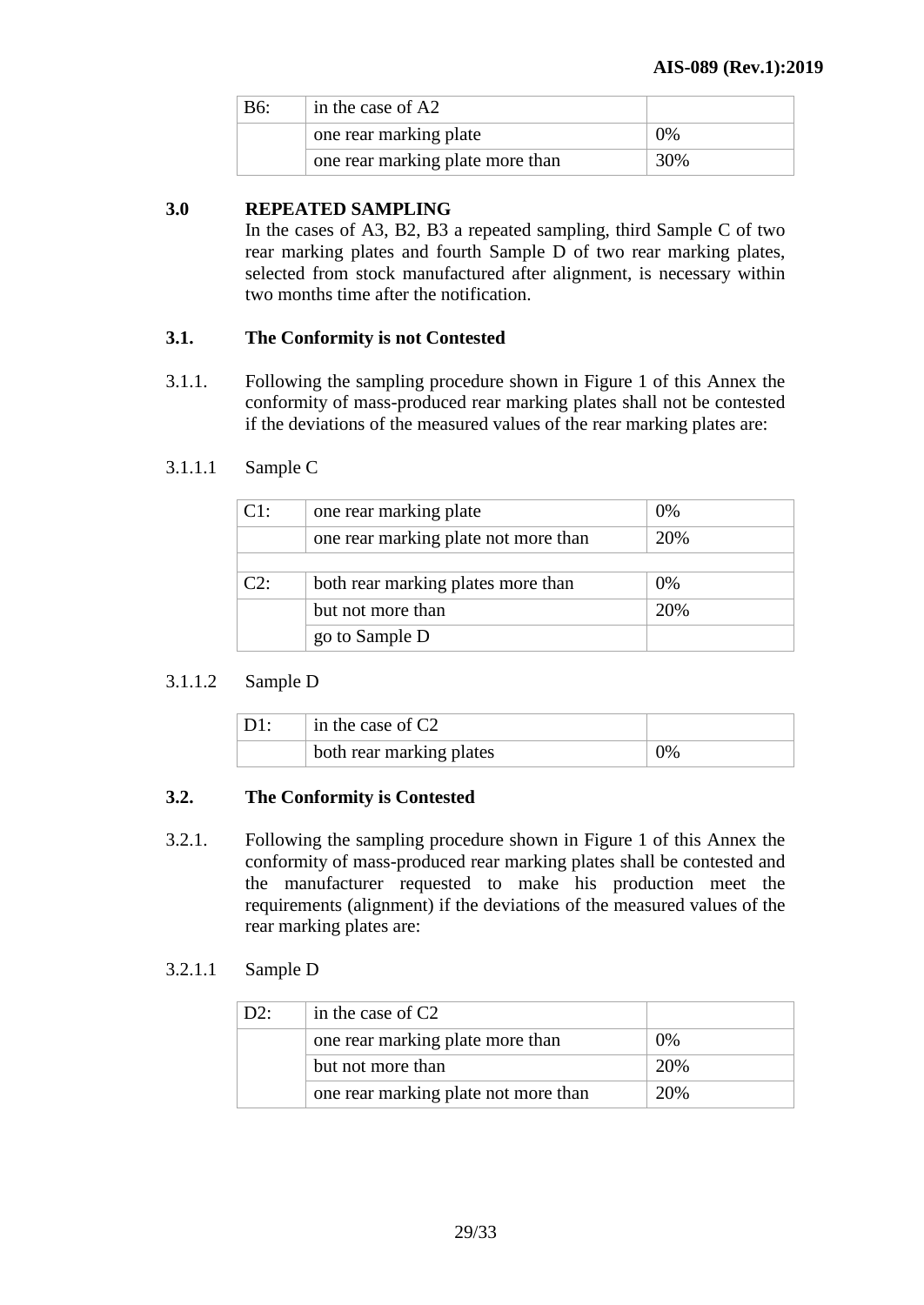| B6: | in the case of A2 | |
|---|---|---|
| | one rear marking plate | 0% |
| | one rear marking plate more than | 30% |

## 3.0 REPEATED SAMPLING

In the cases of A3, B2, B3 a repeated sampling, third Sample C of two rear marking plates and fourth Sample D of two rear marking plates, selected from stock manufactured after alignment, is necessary within two months time after the notification.

### 3.1. The Conformity is not Contested

3.1.1. Following the sampling procedure shown in Figure 1 of this Annex the conformity of mass-produced rear marking plates shall not be contested if the deviations of the measured values of the rear marking plates are:

3.1.1.1 Sample C

| C1: | one rear marking plate | 0% |
|---|---|---|
| | one rear marking plate not more than | 20% |
| | | |
| C2: | both rear marking plates more than | 0% |
| | but not more than | 20% |
| | go to Sample D | |

3.1.1.2 Sample D

| D1: | in the case of C2 | |
|---|---|---|
| | both rear marking plates | 0% |

### 3.2. The Conformity is Contested

3.2.1. Following the sampling procedure shown in Figure 1 of this Annex the conformity of mass-produced rear marking plates shall be contested and the manufacturer requested to make his production meet the requirements (alignment) if the deviations of the measured values of the rear marking plates are:

3.2.1.1 Sample D

| D2: | in the case of C2 | |
|---|---|---|
| | one rear marking plate more than | 0% |
| | but not more than | 20% |
| | one rear marking plate not more than | 20% |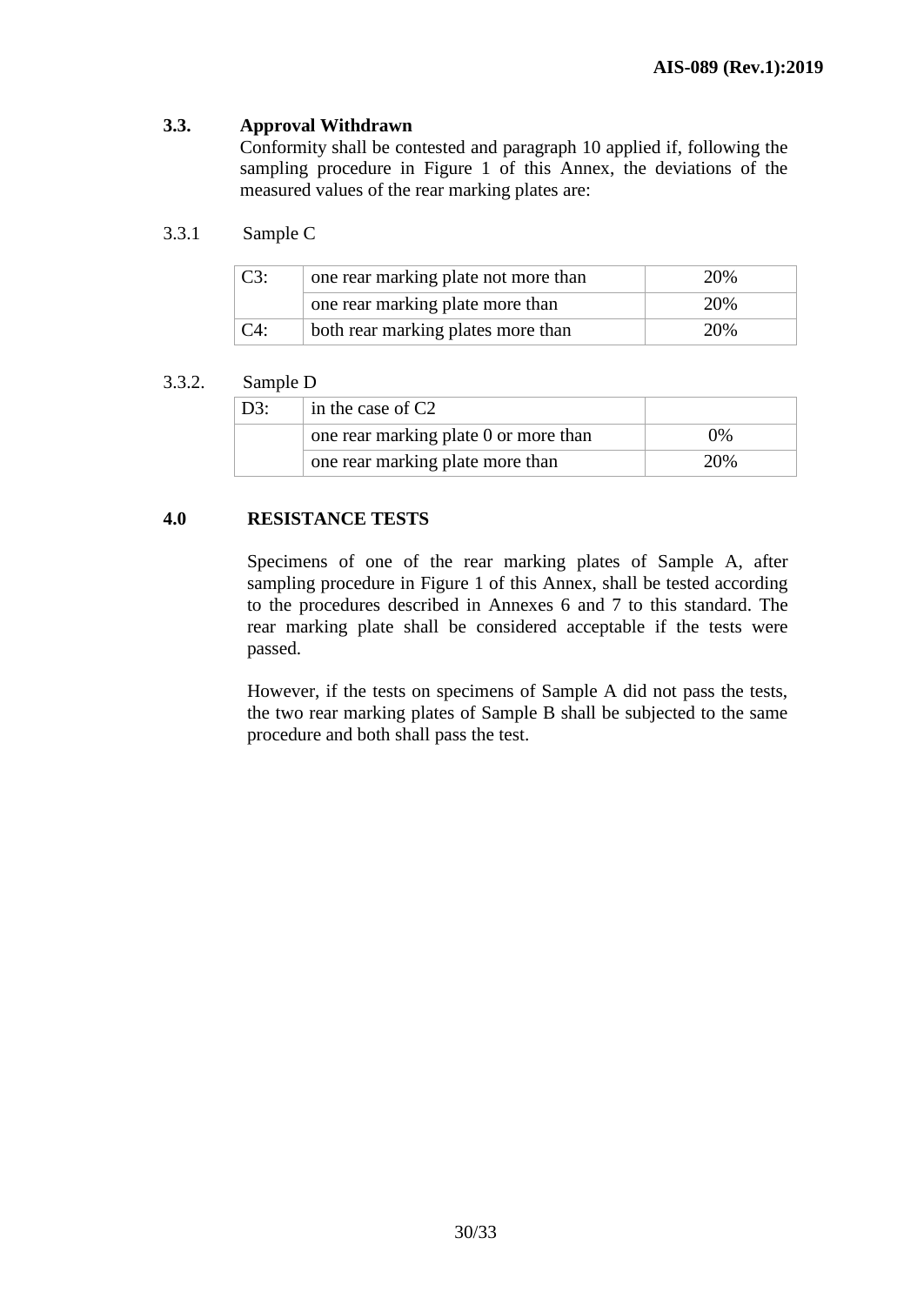### 3.3. Approval Withdrawn

Conformity shall be contested and paragraph 10 applied if, following the sampling procedure in Figure 1 of this Annex, the deviations of the measured values of the rear marking plates are:

3.3.1 Sample C

| C3: | one rear marking plate not more than | 20% |
|---|---|---|
| | one rear marking plate more than | 20% |
| C4: | both rear marking plates more than | 20% |

3.3.2. Sample D

| D3: | in the case of C2 | |
|---|---|---|
| | one rear marking plate 0 or more than | 0% |
| | one rear marking plate more than | 20% |

### 4.0 RESISTANCE TESTS

Specimens of one of the rear marking plates of Sample A, after sampling procedure in Figure 1 of this Annex, shall be tested according to the procedures described in Annexes 6 and 7 to this standard. The rear marking plate shall be considered acceptable if the tests were passed.

However, if the tests on specimens of Sample A did not pass the tests, the two rear marking plates of Sample B shall be subjected to the same procedure and both shall pass the test.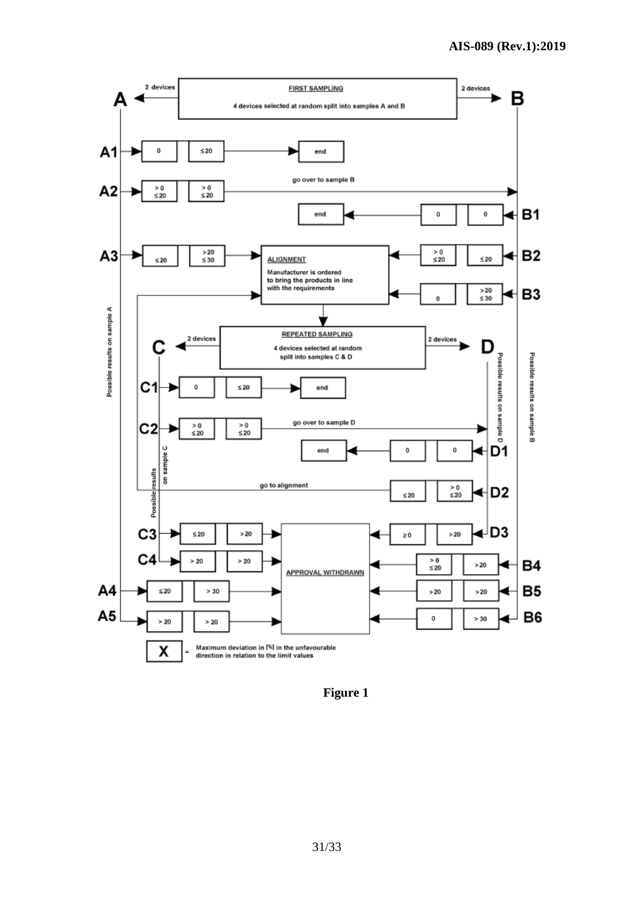**FIRST SAMPLING**

4 devices selected at random split into samples A and B

A ← 2 devices | 2 devices → B

Possible results on sample A:

| Result | Device 1 | Device 2 | Outcome |
|---|---|---|---|
| A1 | 0 | ≤20 | end |
| A2 | > 0 ≤20 | > 0 ≤20 | go over to sample B |
| A3 | ≤20 | >20 ≤30 | ALIGNMENT |
| A4 | ≤20 | > 30 | APPROVAL WITHDRAWN |
| A5 | > 20 | > 20 | APPROVAL WITHDRAWN |

Possible results on sample B:

| Result | Device 1 | Device 2 | Outcome |
|---|---|---|---|
| B1 | 0 | 0 | end |
| B2 | > 0 ≤20 | ≤20 | ALIGNMENT |
| B3 | 0 | >20 ≤30 | ALIGNMENT |
| B4 | > 0 ≤20 | >20 | APPROVAL WITHDRAWN |
| B5 | >20 | >20 | APPROVAL WITHDRAWN |
| B6 | 0 | > 30 | APPROVAL WITHDRAWN |

**ALIGNMENT**

Manufacturer is ordered to bring the products in line with the requirements

**REPEATED SAMPLING**

4 devices selected at random split into samples C & D

C ← 2 devices | 2 devices → D

Possible results on sample C:

| Result | Device 1 | Device 2 | Outcome |
|---|---|---|---|
| C1 | 0 | ≤20 | end |
| C2 | > 0 ≤20 | > 0 ≤20 | go over to sample D |
| C3 | ≤20 | >20 | APPROVAL WITHDRAWN |
| C4 | > 20 | > 20 | APPROVAL WITHDRAWN |

Possible results on sample D:

| Result | Device 1 | Device 2 | Outcome |
|---|---|---|---|
| D1 | 0 | 0 | end |
| D2 | ≤20 | > 0 ≤20 | go to alignment |
| D3 | ≥0 | >20 | APPROVAL WITHDRAWN |

X = Maximum deviation in [%] in the unfavourable direction in relation to the limit values

**Figure 1**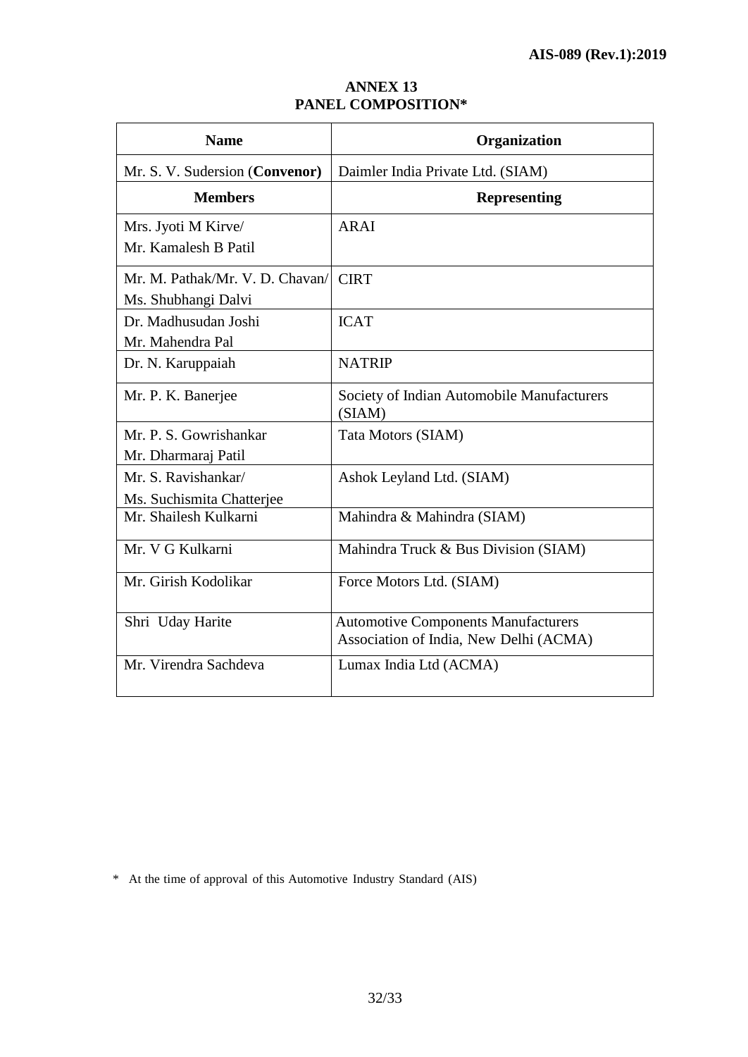# ANNEX 13
## PANEL COMPOSITION*

| Name | Organization |
|---|---|
| Mr. S. V. Sudersion (**Convenor**) | Daimler India Private Ltd. (SIAM) |
| **Members** | **Representing** |
| Mrs. Jyoti M Kirve/ Mr. Kamalesh B Patil | ARAI |
| Mr. M. Pathak/Mr. V. D. Chavan/ Ms. Shubhangi Dalvi | CIRT |
| Dr. Madhusudan Joshi Mr. Mahendra Pal | ICAT |
| Dr. N. Karuppaiah | NATRIP |
| Mr. P. K. Banerjee | Society of Indian Automobile Manufacturers (SIAM) |
| Mr. P. S. Gowrishankar Mr. Dharmaraj Patil | Tata Motors (SIAM) |
| Mr. S. Ravishankar/ Ms. Suchismita Chatterjee | Ashok Leyland Ltd. (SIAM) |
| Mr. Shailesh Kulkarni | Mahindra & Mahindra (SIAM) |
| Mr. V G Kulkarni | Mahindra Truck & Bus Division (SIAM) |
| Mr. Girish Kodolikar | Force Motors Ltd. (SIAM) |
| Shri Uday Harite | Automotive Components Manufacturers Association of India, New Delhi (ACMA) |
| Mr. Virendra Sachdeva | Lumax India Ltd (ACMA) |

* At the time of approval of this Automotive Industry Standard (AIS)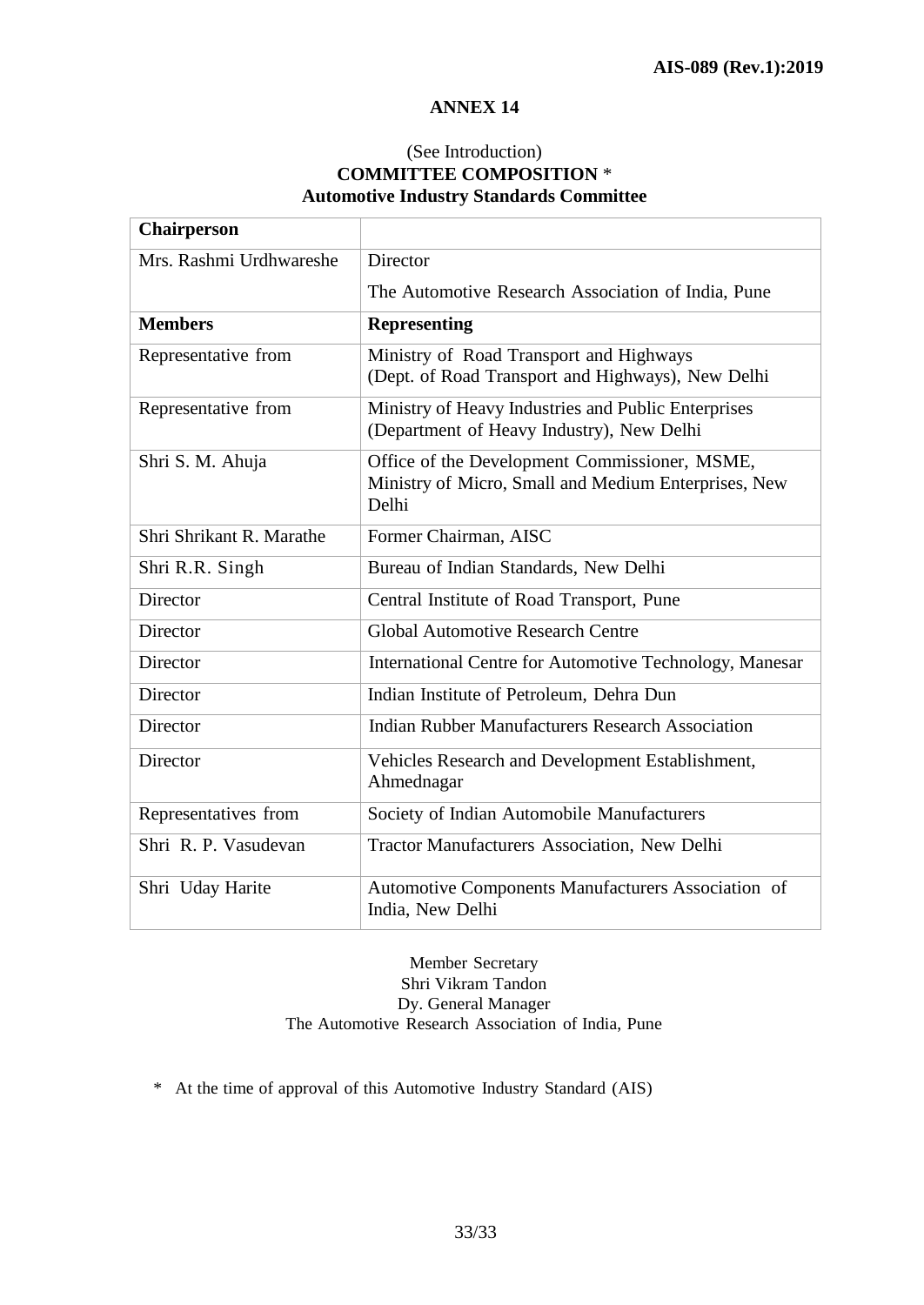## ANNEX 14

(See Introduction)

**COMMITTEE COMPOSITION** *

**Automotive Industry Standards Committee**

| **Chairperson** | |
|---|---|
| Mrs. Rashmi Urdhwareshe | Director<br>The Automotive Research Association of India, Pune |
| **Members** | **Representing** |
| Representative from | Ministry of Road Transport and Highways (Dept. of Road Transport and Highways), New Delhi |
| Representative from | Ministry of Heavy Industries and Public Enterprises (Department of Heavy Industry), New Delhi |
| Shri S. M. Ahuja | Office of the Development Commissioner, MSME, Ministry of Micro, Small and Medium Enterprises, New Delhi |
| Shri Shrikant R. Marathe | Former Chairman, AISC |
| Shri R.R. Singh | Bureau of Indian Standards, New Delhi |
| Director | Central Institute of Road Transport, Pune |
| Director | Global Automotive Research Centre |
| Director | International Centre for Automotive Technology, Manesar |
| Director | Indian Institute of Petroleum, Dehra Dun |
| Director | Indian Rubber Manufacturers Research Association |
| Director | Vehicles Research and Development Establishment, Ahmednagar |
| Representatives from | Society of Indian Automobile Manufacturers |
| Shri R. P. Vasudevan | Tractor Manufacturers Association, New Delhi |
| Shri Uday Harite | Automotive Components Manufacturers Association of India, New Delhi |

Member Secretary
Shri Vikram Tandon
Dy. General Manager
The Automotive Research Association of India, Pune

\* At the time of approval of this Automotive Industry Standard (AIS)